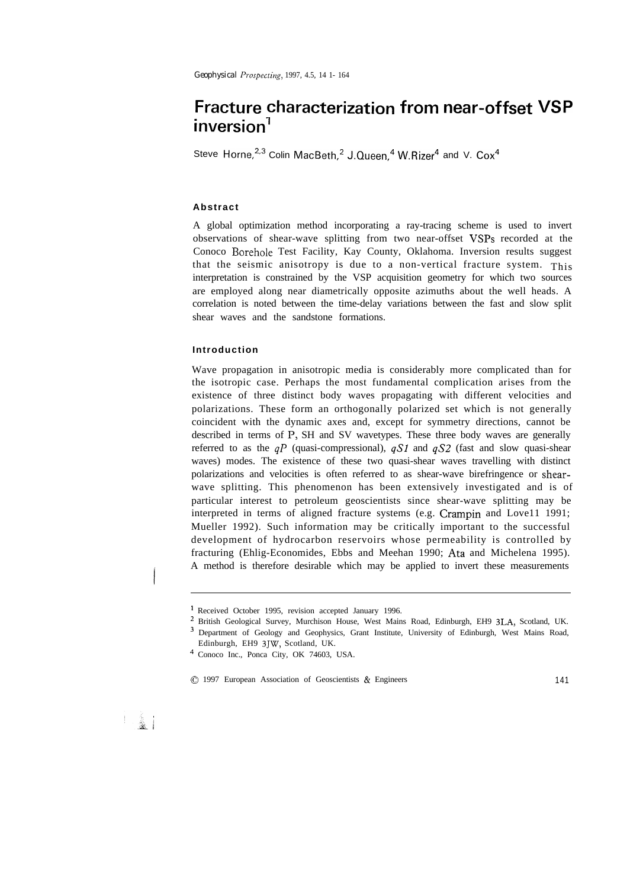# Fracture characterization from near-offset VSP inversion[1]

Steve Horne,[2,3] Colin MacBeth,[2] J. Queen,[4] W. Rizer[4] and V. Cox[4]

### Abstract

A global optimization method incorporating a ray-tracing scheme is used to invert observations of shear-wave splitting from two near-offset VSPs recorded at the Conoco Borehole Test Facility, Kay County, Oklahoma. Inversion results suggest that the seismic anisotropy is due to a non-vertical fracture system. This interpretation is constrained by the VSP acquisition geometry for which two sources are employed along near diametrically opposite azimuths about the well heads. A correlation is noted between the time-delay variations between the fast and slow split shear waves and the sandstone formations.

### Introduction

Wave propagation in anisotropic media is considerably more complicated than for the isotropic case. Perhaps the most fundamental complication arises from the existence of three distinct body waves propagating with different velocities and polarizations. These form an orthogonally polarized set which is not generally coincident with the dynamic axes and, except for symmetry directions, cannot be described in terms of P, SH and SV wavetypes. These three body waves are generally referred to as the *qP* (quasi-compressional), *qS1* and *qS2* (fast and slow quasi-shear waves) modes. The existence of these two quasi-shear waves travelling with distinct polarizations and velocities is often referred to as shear-wave birefringence or shear-wave splitting. This phenomenon has been extensively investigated and is of particular interest to petroleum geoscientists since shear-wave splitting may be interpreted in terms of aligned fracture systems (e.g. Crampin and Lovell 1991; Mueller 1992). Such information may be critically important to the successful development of hydrocarbon reservoirs whose permeability is controlled by fracturing (Ehlig-Economides, Ebbs and Meehan 1990; Ata and Michelena 1995). A method is therefore desirable which may be applied to invert these measurements

---

[1] Received October 1995, revision accepted January 1996.

[2] British Geological Survey, Murchison House, West Mains Road, Edinburgh, EH9 3LA, Scotland, UK.

[3] Department of Geology and Geophysics, Grant Institute, University of Edinburgh, West Mains Road, Edinburgh, EH9 3JW, Scotland, UK.

[4] Conoco Inc., Ponca City, OK 74603, USA.

© 1997 European Association of Geoscientists & Engineers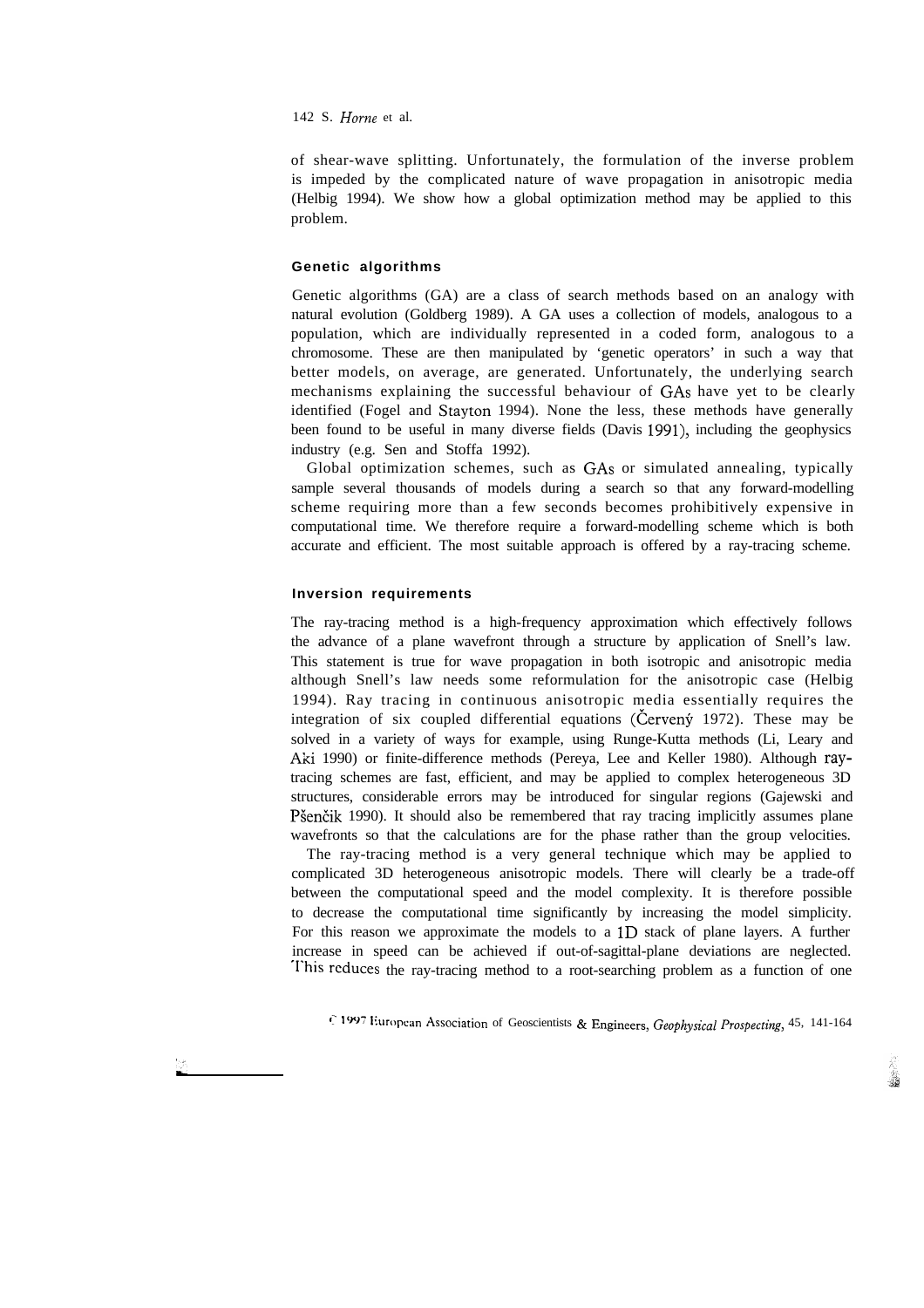of shear-wave splitting. Unfortunately, the formulation of the inverse problem is impeded by the complicated nature of wave propagation in anisotropic media (Helbig 1994). We show how a global optimization method may be applied to this problem.

### Genetic algorithms

Genetic algorithms (GA) are a class of search methods based on an analogy with natural evolution (Goldberg 1989). A GA uses a collection of models, analogous to a population, which are individually represented in a coded form, analogous to a chromosome. These are then manipulated by 'genetic operators' in such a way that better models, on average, are generated. Unfortunately, the underlying search mechanisms explaining the successful behaviour of GAs have yet to be clearly identified (Fogel and Stayton 1994). None the less, these methods have generally been found to be useful in many diverse fields (Davis 1991), including the geophysics industry (e.g. Sen and Stoffa 1992).

Global optimization schemes, such as GAs or simulated annealing, typically sample several thousands of models during a search so that any forward-modelling scheme requiring more than a few seconds becomes prohibitively expensive in computational time. We therefore require a forward-modelling scheme which is both accurate and efficient. The most suitable approach is offered by a ray-tracing scheme.

### Inversion requirements

The ray-tracing method is a high-frequency approximation which effectively follows the advance of a plane wavefront through a structure by application of Snell's law. This statement is true for wave propagation in both isotropic and anisotropic media although Snell's law needs some reformulation for the anisotropic case (Helbig 1994). Ray tracing in continuous anisotropic media essentially requires the integration of six coupled differential equations (Červený 1972). These may be solved in a variety of ways for example, using Runge-Kutta methods (Li, Leary and Aki 1990) or finite-difference methods (Pereya, Lee and Keller 1980). Although ray-tracing schemes are fast, efficient, and may be applied to complex heterogeneous 3D structures, considerable errors may be introduced for singular regions (Gajewski and Pšenčik 1990). It should also be remembered that ray tracing implicitly assumes plane wavefronts so that the calculations are for the phase rather than the group velocities.

The ray-tracing method is a very general technique which may be applied to complicated 3D heterogeneous anisotropic models. There will clearly be a trade-off between the computational speed and the model complexity. It is therefore possible to decrease the computational time significantly by increasing the model simplicity. For this reason we approximate the models to a 1D stack of plane layers. A further increase in speed can be achieved if out-of-sagittal-plane deviations are neglected. This reduces the ray-tracing method to a root-searching problem as a function of one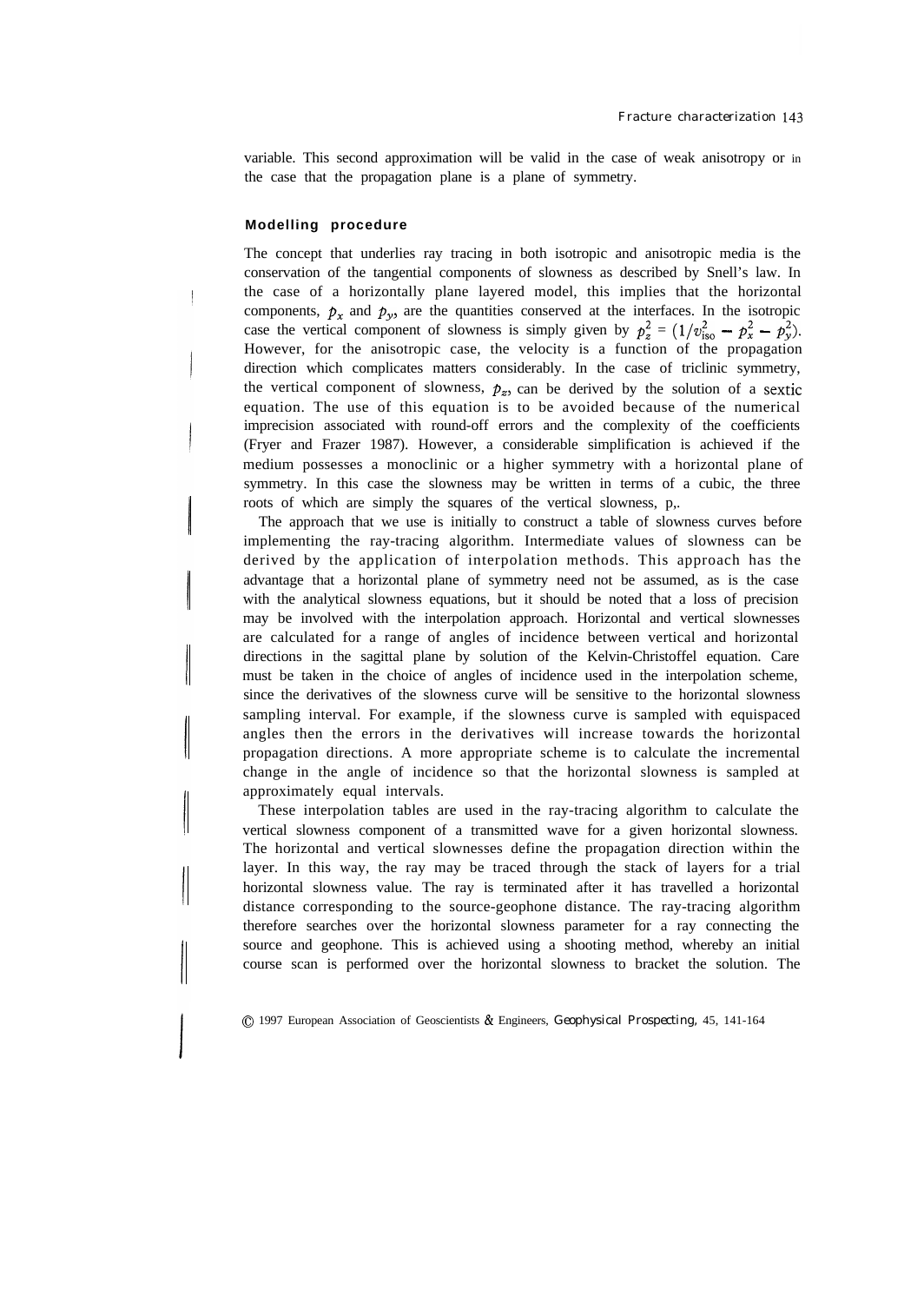variable. This second approximation will be valid in the case of weak anisotropy or in the case that the propagation plane is a plane of symmetry.

### Modelling procedure

The concept that underlies ray tracing in both isotropic and anisotropic media is the conservation of the tangential components of slowness as described by Snell's law. In the case of a horizontally plane layered model, this implies that the horizontal components, $p_x$ and $p_y$, are the quantities conserved at the interfaces. In the isotropic case the vertical component of slowness is simply given by $p_z^2 = (1/v_{\text{iso}}^2 - p_x^2 - p_y^2)$. However, for the anisotropic case, the velocity is a function of the propagation direction which complicates matters considerably. In the case of triclinic symmetry, the vertical component of slowness, $p_z$, can be derived by the solution of a sextic equation. The use of this equation is to be avoided because of the numerical imprecision associated with round-off errors and the complexity of the coefficients (Fryer and Frazer 1987). However, a considerable simplification is achieved if the medium possesses a monoclinic or a higher symmetry with a horizontal plane of symmetry. In this case the slowness may be written in terms of a cubic, the three roots of which are simply the squares of the vertical slowness, $p_z$.

The approach that we use is initially to construct a table of slowness curves before implementing the ray-tracing algorithm. Intermediate values of slowness can be derived by the application of interpolation methods. This approach has the advantage that a horizontal plane of symmetry need not be assumed, as is the case with the analytical slowness equations, but it should be noted that a loss of precision may be involved with the interpolation approach. Horizontal and vertical slownesses are calculated for a range of angles of incidence between vertical and horizontal directions in the sagittal plane by solution of the Kelvin-Christoffel equation. Care must be taken in the choice of angles of incidence used in the interpolation scheme, since the derivatives of the slowness curve will be sensitive to the horizontal slowness sampling interval. For example, if the slowness curve is sampled with equispaced angles then the errors in the derivatives will increase towards the horizontal propagation directions. A more appropriate scheme is to calculate the incremental change in the angle of incidence so that the horizontal slowness is sampled at approximately equal intervals.

These interpolation tables are used in the ray-tracing algorithm to calculate the vertical slowness component of a transmitted wave for a given horizontal slowness. The horizontal and vertical slownesses define the propagation direction within the layer. In this way, the ray may be traced through the stack of layers for a trial horizontal slowness value. The ray is terminated after it has travelled a horizontal distance corresponding to the source-geophone distance. The ray-tracing algorithm therefore searches over the horizontal slowness parameter for a ray connecting the source and geophone. This is achieved using a shooting method, whereby an initial course scan is performed over the horizontal slowness to bracket the solution. The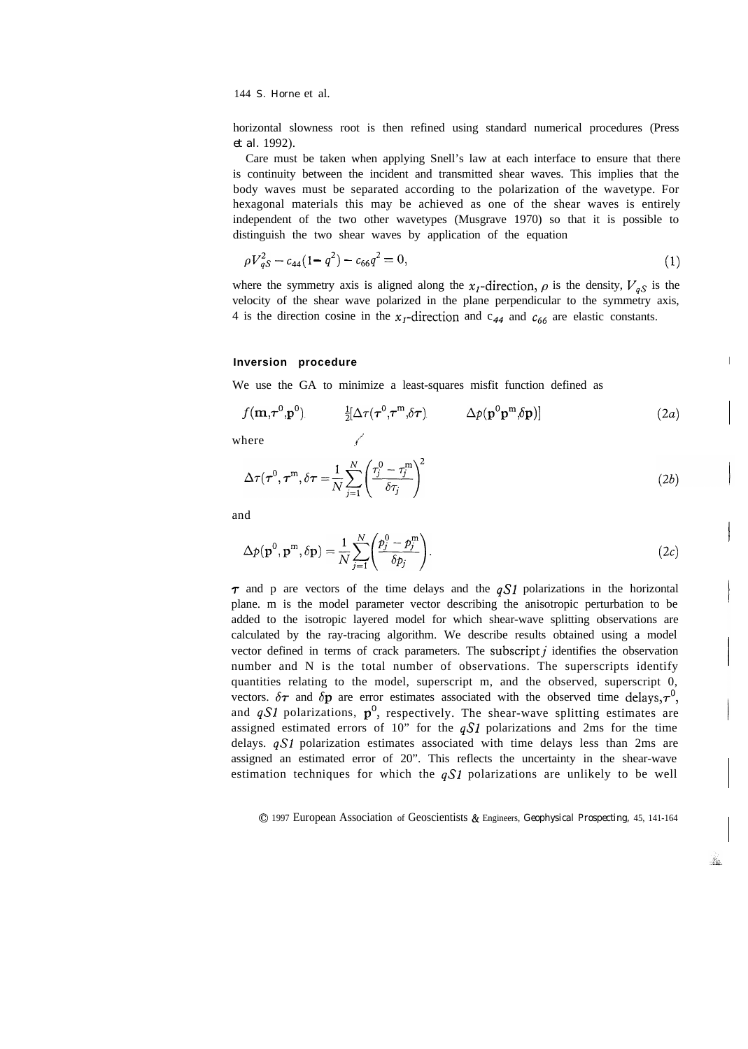horizontal slowness root is then refined using standard numerical procedures (Press *et al.* 1992).

Care must be taken when applying Snell's law at each interface to ensure that there is continuity between the incident and transmitted shear waves. This implies that the body waves must be separated according to the polarization of the wavetype. For hexagonal materials this may be achieved as one of the shear waves is entirely independent of the two other wavetypes (Musgrave 1970) so that it is possible to distinguish the two shear waves by application of the equation

$$\rho V_{qS}^2 - c_{44}(1-q^2) - c_{66}q^2 = 0, \tag{1}$$

where the symmetry axis is aligned along the $x_1$-direction, $\rho$ is the density, $V_{qS}$ is the velocity of the shear wave polarized in the plane perpendicular to the symmetry axis, 4 is the direction cosine in the $x_1$-direction and $c_{44}$ and $c_{66}$ are elastic constants.

## Inversion procedure

We use the GA to minimize a least-squares misfit function defined as

$$f(\mathbf{m},\boldsymbol{\tau}^0,\mathbf{p}^0) \quad \tfrac{1}{2}[\Delta\tau(\boldsymbol{\tau}^0,\boldsymbol{\tau}^{\mathrm{m}},\delta\boldsymbol{\tau}) \quad \Delta p(\mathbf{p}^0\mathbf{p}^{\mathrm{m}},\delta\mathbf{p})] \tag{2a}$$

where

$$\Delta\tau(\boldsymbol{\tau}^0,\boldsymbol{\tau}^{\mathrm{m}},\delta\boldsymbol{\tau} = \frac{1}{N}\sum_{j=1}^{N}\left(\frac{\tau_j^0-\tau_j^{\mathrm{m}}}{\delta\tau_j}\right)^2 \tag{2b}$$

and

$$\Delta p(\mathbf{p}^0,\mathbf{p}^{\mathrm{m}},\delta\mathbf{p}) = \frac{1}{N}\sum_{j=1}^{N}\left(\frac{p_j^0-p_j^{\mathrm{m}}}{\delta p_j}\right). \tag{2c}$$

$\boldsymbol{\tau}$ and p are vectors of the time delays and the $qS1$ polarizations in the horizontal plane. m is the model parameter vector describing the anisotropic perturbation to be added to the isotropic layered model for which shear-wave splitting observations are calculated by the ray-tracing algorithm. We describe results obtained using a model vector defined in terms of crack parameters. The subscript $j$ identifies the observation number and N is the total number of observations. The superscripts identify quantities relating to the model, superscript m, and the observed, superscript 0, vectors. $\delta\boldsymbol{\tau}$ and $\delta\mathbf{p}$ are error estimates associated with the observed time delays, $\boldsymbol{\tau}^0$, and $qS1$ polarizations, $\mathbf{p}^0$, respectively. The shear-wave splitting estimates are assigned estimated errors of 10" for the $qS1$ polarizations and 2ms for the time delays. $qS1$ polarization estimates associated with time delays less than 2ms are assigned an estimated error of 20". This reflects the uncertainty in the shear-wave estimation techniques for which the $qS1$ polarizations are unlikely to be well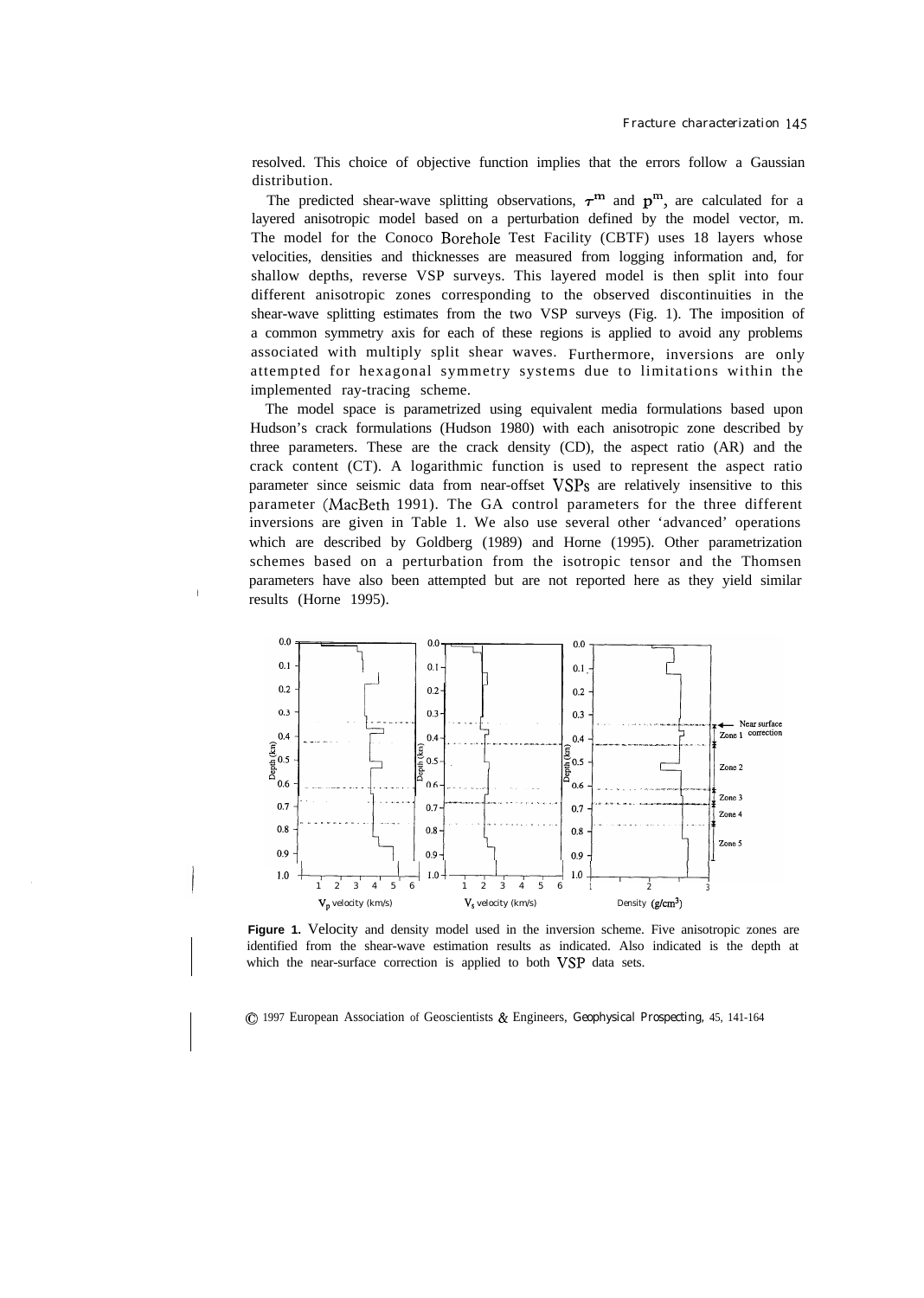resolved. This choice of objective function implies that the errors follow a Gaussian distribution.

The predicted shear-wave splitting observations, $\tau^m$ and $p^m$, are calculated for a layered anisotropic model based on a perturbation defined by the model vector, m. The model for the Conoco Borehole Test Facility (CBTF) uses 18 layers whose velocities, densities and thicknesses are measured from logging information and, for shallow depths, reverse VSP surveys. This layered model is then split into four different anisotropic zones corresponding to the observed discontinuities in the shear-wave splitting estimates from the two VSP surveys (Fig. 1). The imposition of a common symmetry axis for each of these regions is applied to avoid any problems associated with multiply split shear waves. Furthermore, inversions are only attempted for hexagonal symmetry systems due to limitations within the implemented ray-tracing scheme.

The model space is parametrized using equivalent media formulations based upon Hudson's crack formulations (Hudson 1980) with each anisotropic zone described by three parameters. These are the crack density (CD), the aspect ratio (AR) and the crack content (CT). A logarithmic function is used to represent the aspect ratio parameter since seismic data from near-offset VSPs are relatively insensitive to this parameter (MacBeth 1991). The GA control parameters for the three different inversions are given in Table 1. We also use several other 'advanced' operations which are described by Goldberg (1989) and Horne (1995). Other parametrization schemes based on a perturbation from the isotropic tensor and the Thomsen parameters have also been attempted but are not reported here as they yield similar results (Horne 1995).

**Figure 1.** Velocity and density model used in the inversion scheme. Five anisotropic zones are identified from the shear-wave estimation results as indicated. Also indicated is the depth at which the near-surface correction is applied to both VSP data sets.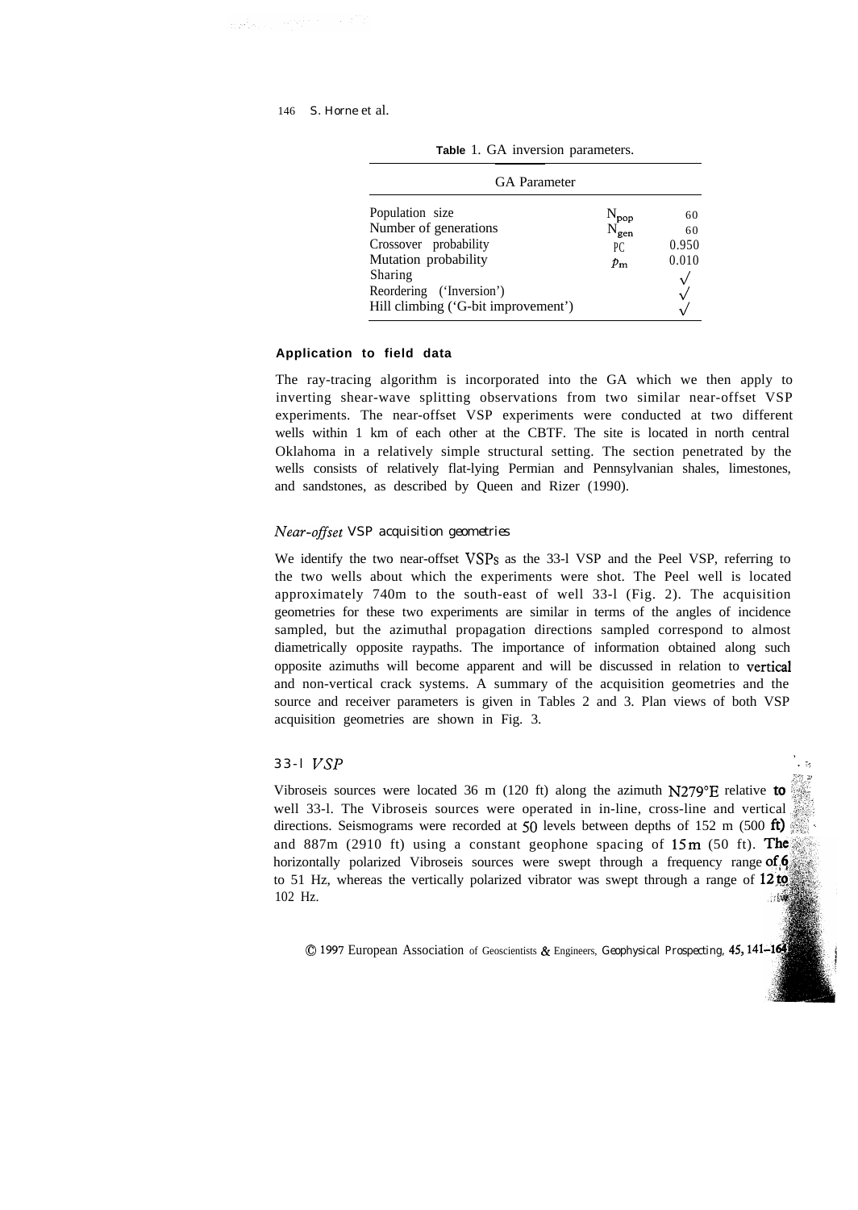**Table 1.** GA inversion parameters.

| GA Parameter | | |
|---|---|---|
| Population size | $N_{pop}$ | 60 |
| Number of generations | $N_{gen}$ | 60 |
| Crossover probability | $p_c$ | 0.950 |
| Mutation probability | $p_m$ | 0.010 |
| Sharing | | √ |
| Reordering ('Inversion') | | √ |
| Hill climbing ('G-bit improvement') | | √ |

## Application to field data

The ray-tracing algorithm is incorporated into the GA which we then apply to inverting shear-wave splitting observations from two similar near-offset VSP experiments. The near-offset VSP experiments were conducted at two different wells within 1 km of each other at the CBTF. The site is located in north central Oklahoma in a relatively simple structural setting. The section penetrated by the wells consists of relatively flat-lying Permian and Pennsylvanian shales, limestones, and sandstones, as described by Queen and Rizer (1990).

### *Near-offset VSP acquisition geometries*

We identify the two near-offset VSPs as the 33-l VSP and the Peel VSP, referring to the two wells about which the experiments were shot. The Peel well is located approximately 740m to the south-east of well 33-l (Fig. 2). The acquisition geometries for these two experiments are similar in terms of the angles of incidence sampled, but the azimuthal propagation directions sampled correspond to almost diametrically opposite raypaths. The importance of information obtained along such opposite azimuths will become apparent and will be discussed in relation to vertical and non-vertical crack systems. A summary of the acquisition geometries and the source and receiver parameters is given in Tables 2 and 3. Plan views of both VSP acquisition geometries are shown in Fig. 3.

### *33-l VSP*

Vibroseis sources were located 36 m (120 ft) along the azimuth N279°E relative to well 33-l. The Vibroseis sources were operated in in-line, cross-line and vertical directions. Seismograms were recorded at 50 levels between depths of 152 m (500 ft) and 887m (2910 ft) using a constant geophone spacing of 15 m (50 ft). The horizontally polarized Vibroseis sources were swept through a frequency range of 6 to 51 Hz, whereas the vertically polarized vibrator was swept through a range of 12 to 102 Hz.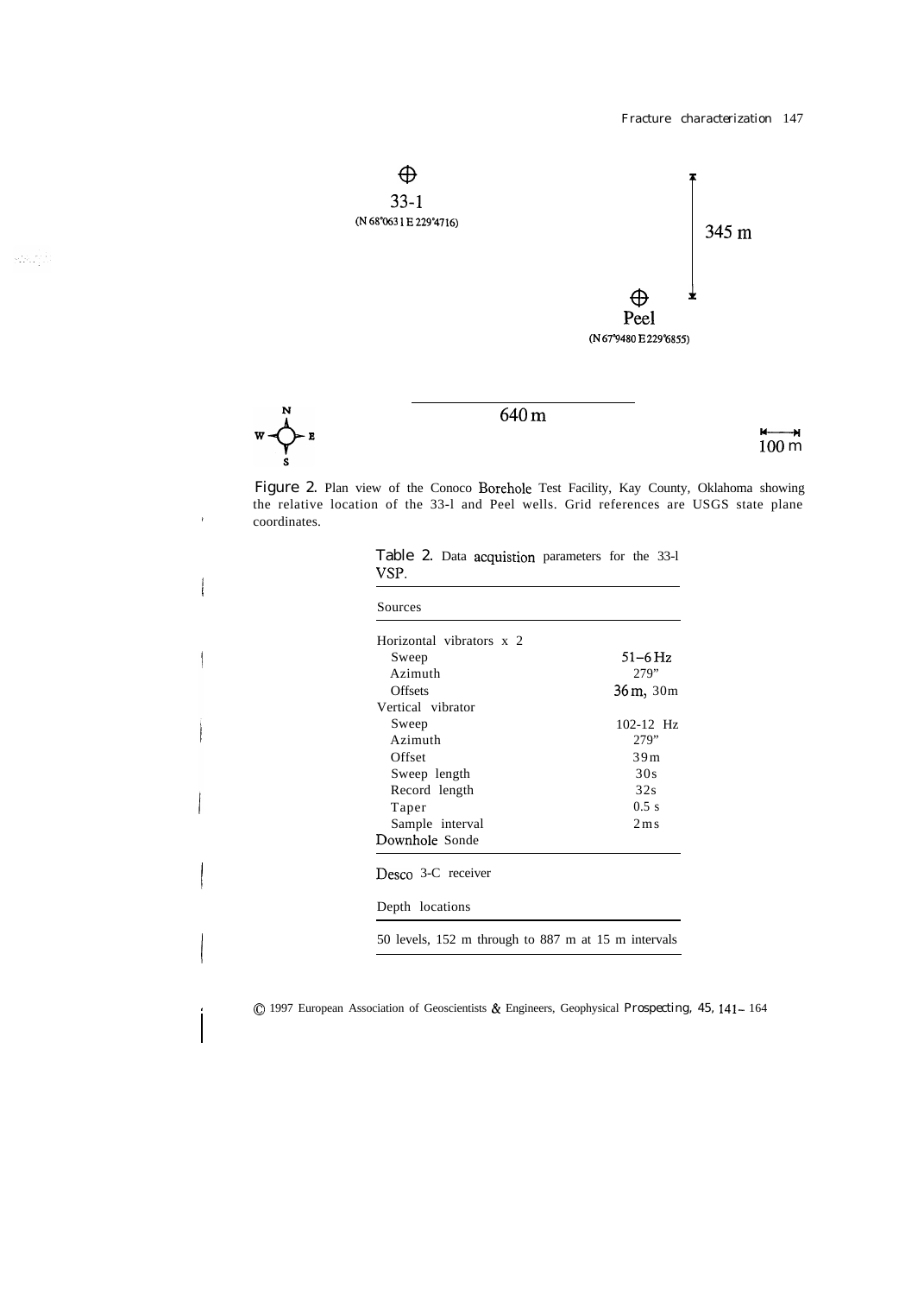33-1
(N 68'0631 E 229'4716)

345 m

Peel
(N 67'9480 E 229'6855)

640 m

100 m

Figure 2. Plan view of the Conoco Borehole Test Facility, Kay County, Oklahoma showing the relative location of the 33-l and Peel wells. Grid references are USGS state plane coordinates.

Table 2. Data acquistion parameters for the 33-l VSP.

| Sources | |
|---|---|
| Horizontal vibrators x 2 | |
| Sweep | 51–6 Hz |
| Azimuth | 279” |
| Offsets | 36 m, 30m |
| Vertical vibrator | |
| Sweep | 102-12 Hz |
| Azimuth | 279” |
| Offset | 39m |
| Sweep length | 30s |
| Record length | 32s |
| Taper | 0.5 s |
| Sample interval | 2ms |
| Downhole Sonde | |
| Desco 3-C receiver | |
| Depth locations | |
| 50 levels, 152 m through to 887 m at 15 m intervals | |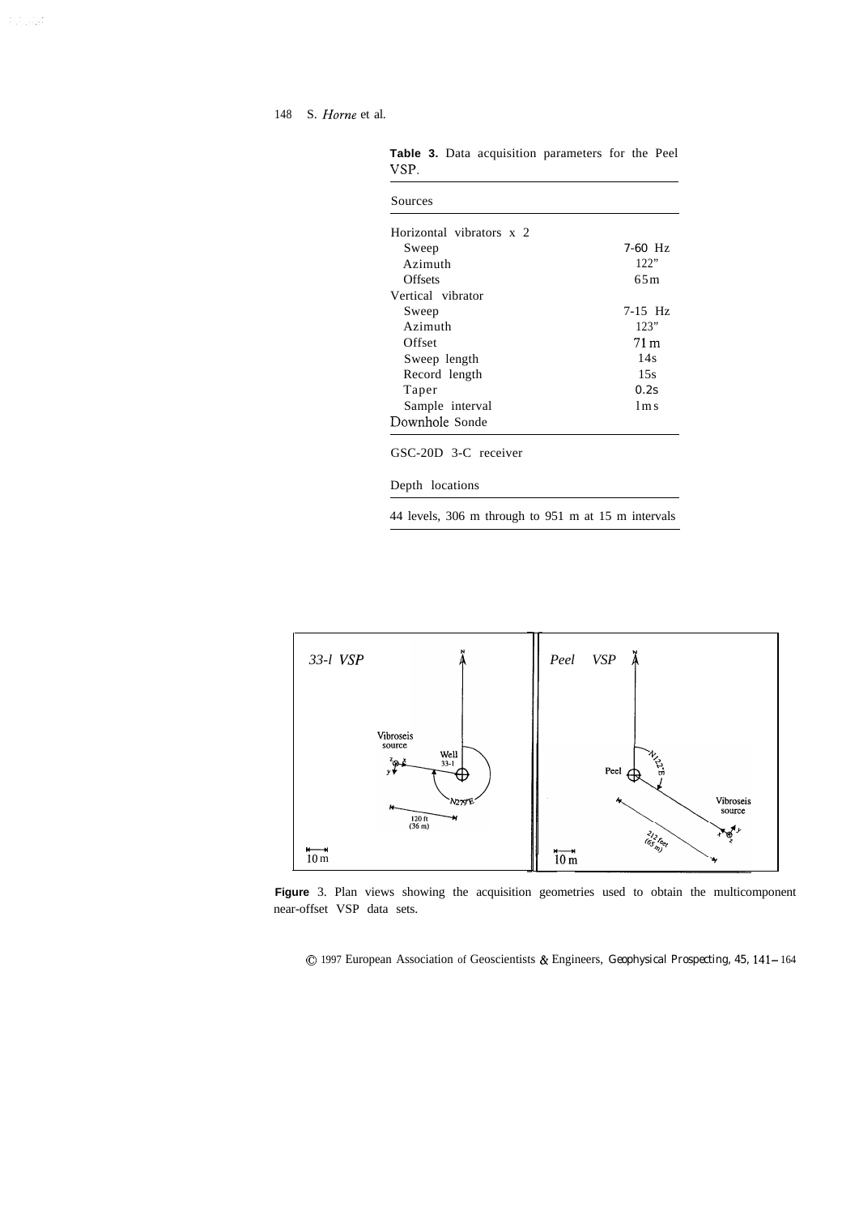**Table 3.** Data acquisition parameters for the Peel VSP.

| Sources | |
|---|---|
| Horizontal vibrators x 2 | |
| Sweep | 7-60 Hz |
| Azimuth | 122° |
| Offsets | 65 m |
| Vertical vibrator | |
| Sweep | 7-15 Hz |
| Azimuth | 123° |
| Offset | 71 m |
| Sweep length | 14 s |
| Record length | 15 s |
| Taper | 0.2 s |
| Sample interval | 1 ms |
| Downhole Sonde | |
| GSC-20D 3-C receiver | |
| Depth locations | |
| 44 levels, 306 m through to 951 m at 15 m intervals | |

**Figure** 3. Plan views showing the acquisition geometries used to obtain the multicomponent near-offset VSP data sets.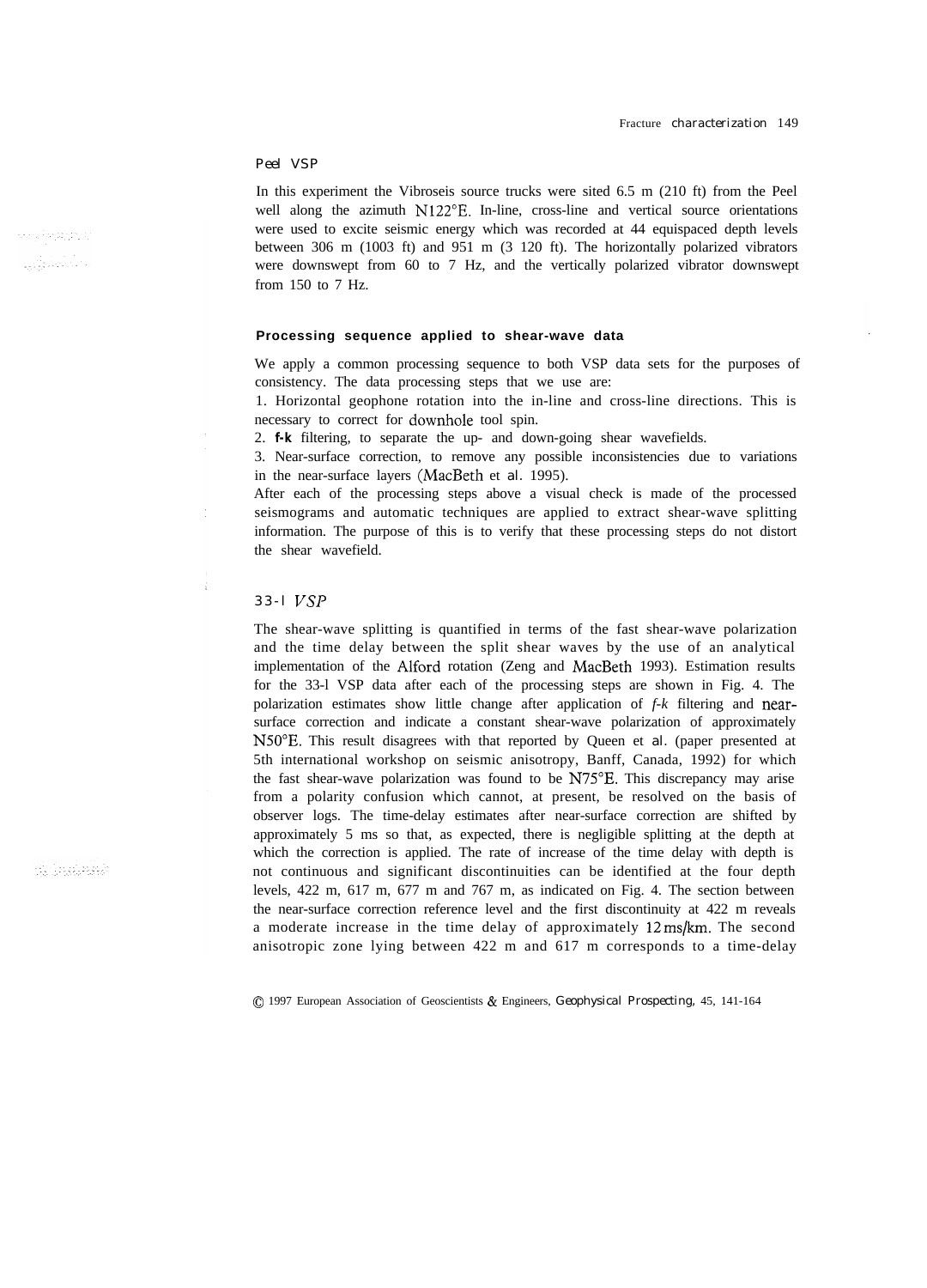### Peel VSP

In this experiment the Vibroseis source trucks were sited 6.5 m (210 ft) from the Peel well along the azimuth N122°E. In-line, cross-line and vertical source orientations were used to excite seismic energy which was recorded at 44 equispaced depth levels between 306 m (1003 ft) and 951 m (3 120 ft). The horizontally polarized vibrators were downswept from 60 to 7 Hz, and the vertically polarized vibrator downswept from 150 to 7 Hz.

## Processing sequence applied to shear-wave data

We apply a common processing sequence to both VSP data sets for the purposes of consistency. The data processing steps that we use are:

1. Horizontal geophone rotation into the in-line and cross-line directions. This is necessary to correct for downhole tool spin.
2. **f-k** filtering, to separate the up- and down-going shear wavefields.
3. Near-surface correction, to remove any possible inconsistencies due to variations in the near-surface layers (MacBeth et al. 1995).

After each of the processing steps above a visual check is made of the processed seismograms and automatic techniques are applied to extract shear-wave splitting information. The purpose of this is to verify that these processing steps do not distort the shear wavefield.

### 33-1 *VSP*

The shear-wave splitting is quantified in terms of the fast shear-wave polarization and the time delay between the split shear waves by the use of an analytical implementation of the Alford rotation (Zeng and MacBeth 1993). Estimation results for the 33-1 VSP data after each of the processing steps are shown in Fig. 4. The polarization estimates show little change after application of *f-k* filtering and near-surface correction and indicate a constant shear-wave polarization of approximately N50°E. This result disagrees with that reported by Queen et al. (paper presented at 5th international workshop on seismic anisotropy, Banff, Canada, 1992) for which the fast shear-wave polarization was found to be N75°E. This discrepancy may arise from a polarity confusion which cannot, at present, be resolved on the basis of observer logs. The time-delay estimates after near-surface correction are shifted by approximately 5 ms so that, as expected, there is negligible splitting at the depth at which the correction is applied. The rate of increase of the time delay with depth is not continuous and significant discontinuities can be identified at the four depth levels, 422 m, 617 m, 677 m and 767 m, as indicated on Fig. 4. The section between the near-surface correction reference level and the first discontinuity at 422 m reveals a moderate increase in the time delay of approximately 12 ms/km. The second anisotropic zone lying between 422 m and 617 m corresponds to a time-delay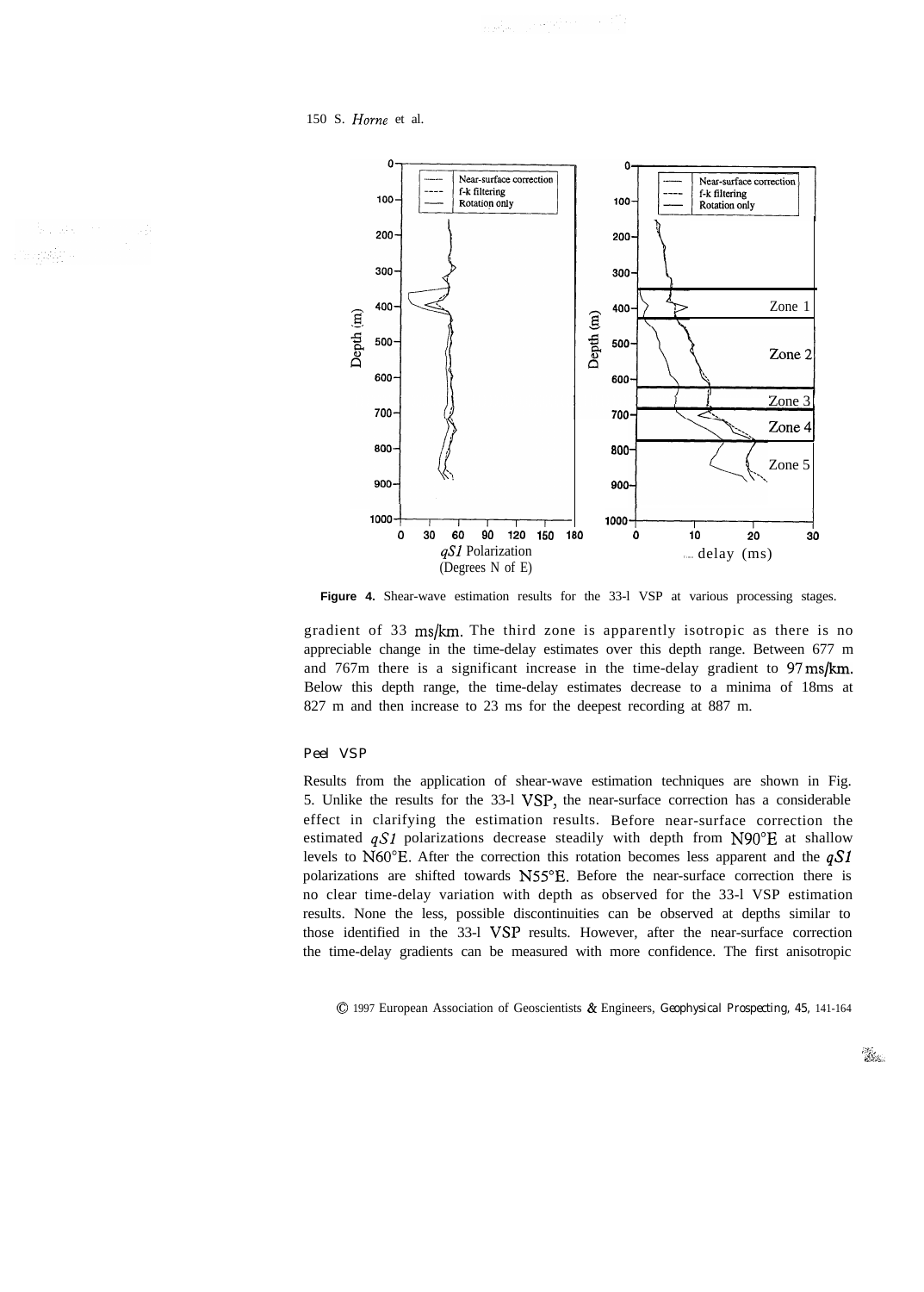**Figure 4.** Shear-wave estimation results for the 33-l VSP at various processing stages.

gradient of 33 ms/km. The third zone is apparently isotropic as there is no appreciable change in the time-delay estimates over this depth range. Between 677 m and 767m there is a significant increase in the time-delay gradient to 97 ms/km. Below this depth range, the time-delay estimates decrease to a minima of 18ms at 827 m and then increase to 23 ms for the deepest recording at 887 m.

### Peel VSP

Results from the application of shear-wave estimation techniques are shown in Fig. 5. Unlike the results for the 33-l VSP, the near-surface correction has a considerable effect in clarifying the estimation results. Before near-surface correction the estimated $qS1$ polarizations decrease steadily with depth from N90°E at shallow levels to N60°E. After the correction this rotation becomes less apparent and the $qS1$ polarizations are shifted towards N55°E. Before the near-surface correction there is no clear time-delay variation with depth as observed for the 33-l VSP estimation results. None the less, possible discontinuities can be observed at depths similar to those identified in the 33-l VSP results. However, after the near-surface correction the time-delay gradients can be measured with more confidence. The first anisotropic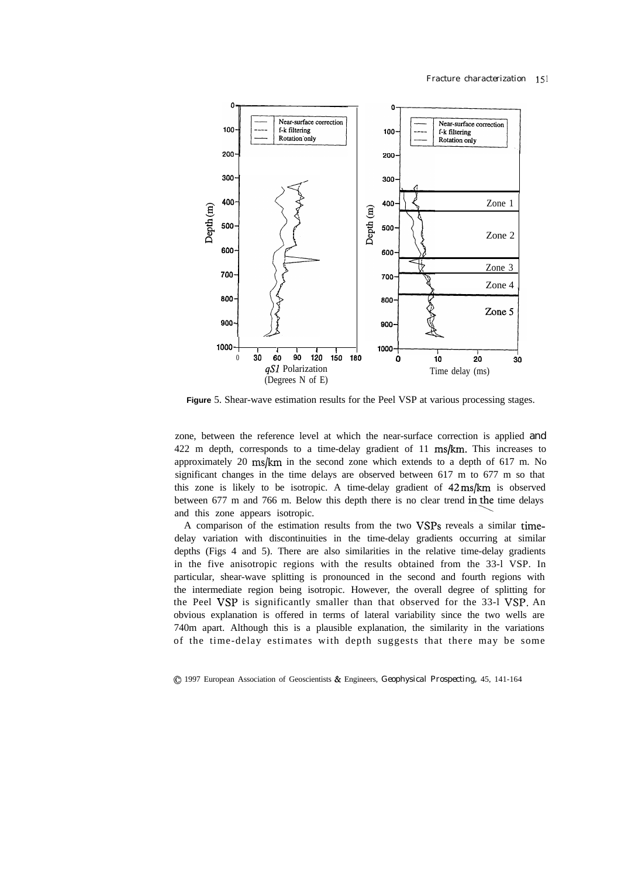Figure 5. Shear-wave estimation results for the Peel VSP at various processing stages.

zone, between the reference level at which the near-surface correction is applied and 422 m depth, corresponds to a time-delay gradient of 11 ms/km. This increases to approximately 20 ms/km in the second zone which extends to a depth of 617 m. No significant changes in the time delays are observed between 617 m to 677 m so that this zone is likely to be isotropic. A time-delay gradient of 42 ms/km is observed between 677 m and 766 m. Below this depth there is no clear trend in the time delays and this zone appears isotropic.

A comparison of the estimation results from the two VSPs reveals a similar time-delay variation with discontinuities in the time-delay gradients occurring at similar depths (Figs 4 and 5). There are also similarities in the relative time-delay gradients in the five anisotropic regions with the results obtained from the 33-l VSP. In particular, shear-wave splitting is pronounced in the second and fourth regions with the intermediate region being isotropic. However, the overall degree of splitting for the Peel VSP is significantly smaller than that observed for the 33-l VSP. An obvious explanation is offered in terms of lateral variability since the two wells are 740m apart. Although this is a plausible explanation, the similarity in the variations of the time-delay estimates with depth suggests that there may be some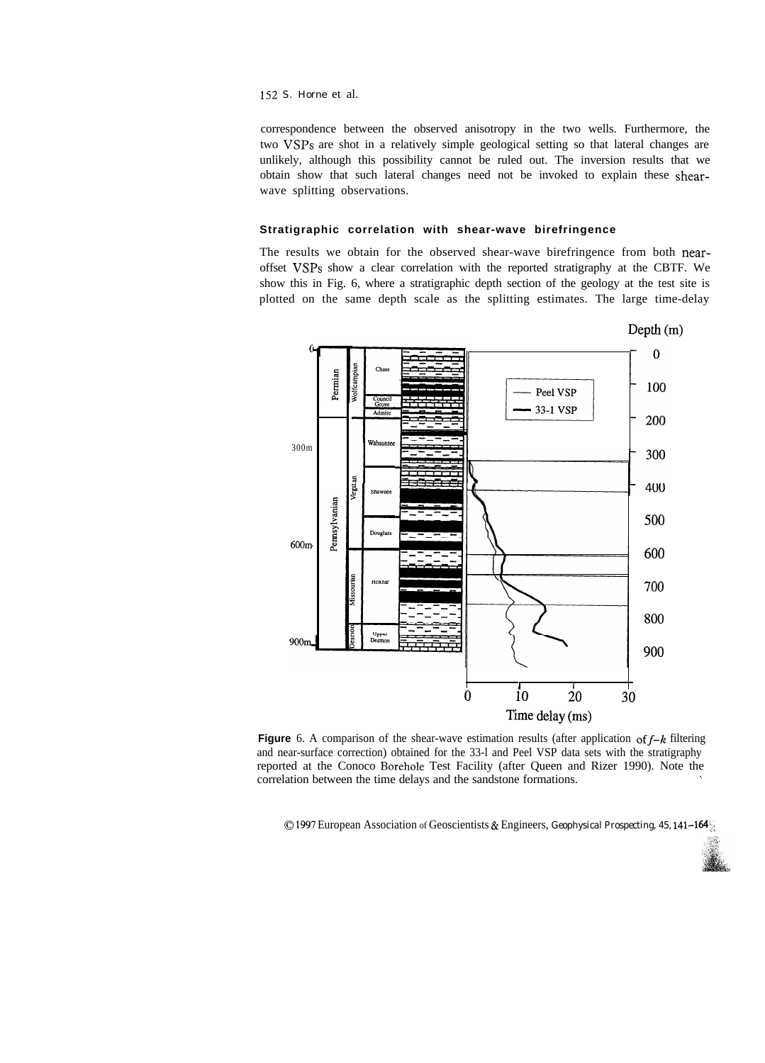correspondence between the observed anisotropy in the two wells. Furthermore, the two VSPs are shot in a relatively simple geological setting so that lateral changes are unlikely, although this possibility cannot be ruled out. The inversion results that we obtain show that such lateral changes need not be invoked to explain these shear-wave splitting observations.

### Stratigraphic correlation with shear-wave birefringence

The results we obtain for the observed shear-wave birefringence from both near-offset VSPs show a clear correlation with the reported stratigraphy at the CBTF. We show this in Fig. 6, where a stratigraphic depth section of the geology at the test site is plotted on the same depth scale as the splitting estimates. The large time-delay

**Figure** 6. A comparison of the shear-wave estimation results (after application of $f$–$k$ filtering and near-surface correction) obtained for the 33-l and Peel VSP data sets with the stratigraphy reported at the Conoco Borehole Test Facility (after Queen and Rizer 1990). Note the correlation between the time delays and the sandstone formations.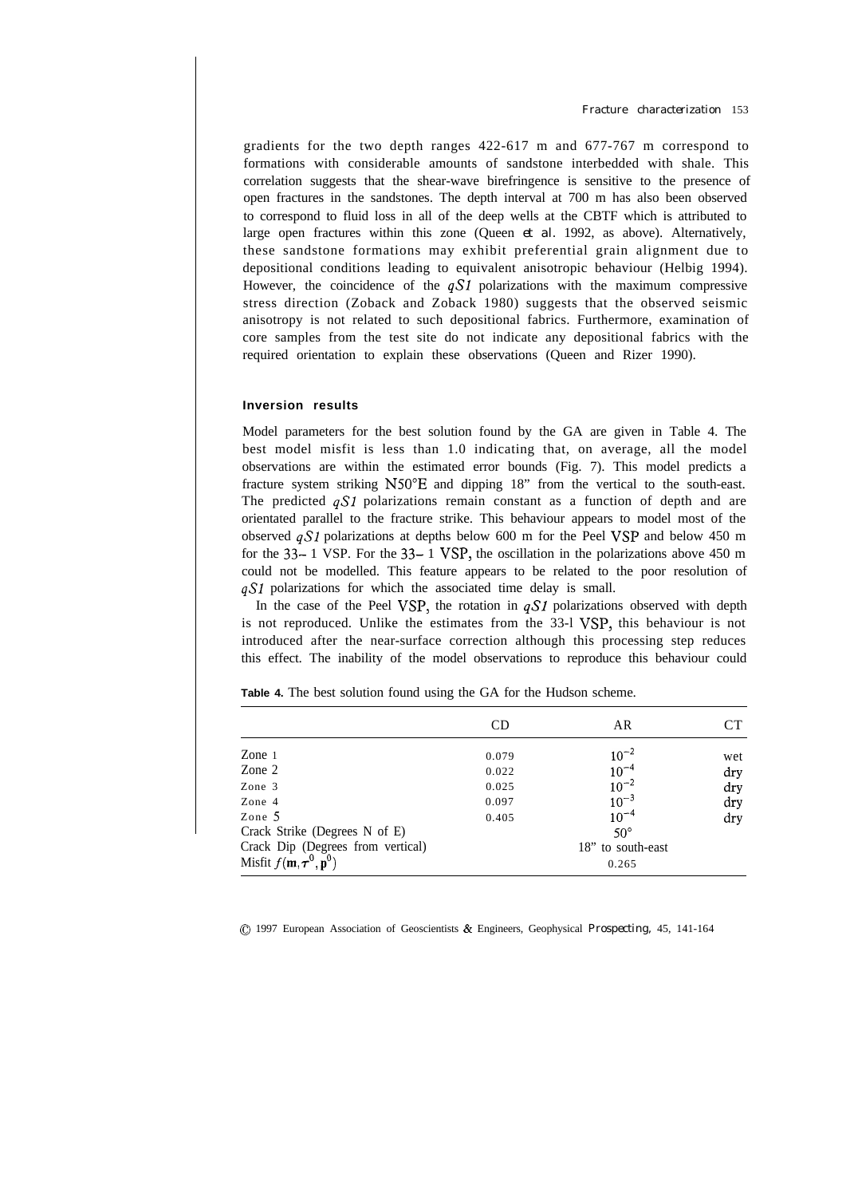gradients for the two depth ranges 422-617 m and 677-767 m correspond to formations with considerable amounts of sandstone interbedded with shale. This correlation suggests that the shear-wave birefringence is sensitive to the presence of open fractures in the sandstones. The depth interval at 700 m has also been observed to correspond to fluid loss in all of the deep wells at the CBTF which is attributed to large open fractures within this zone (Queen *et al*. 1992, as above). Alternatively, these sandstone formations may exhibit preferential grain alignment due to depositional conditions leading to equivalent anisotropic behaviour (Helbig 1994). However, the coincidence of the *qS1* polarizations with the maximum compressive stress direction (Zoback and Zoback 1980) suggests that the observed seismic anisotropy is not related to such depositional fabrics. Furthermore, examination of core samples from the test site do not indicate any depositional fabrics with the required orientation to explain these observations (Queen and Rizer 1990).

#### Inversion results

Model parameters for the best solution found by the GA are given in Table 4. The best model misfit is less than 1.0 indicating that, on average, all the model observations are within the estimated error bounds (Fig. 7). This model predicts a fracture system striking N50°E and dipping 18" from the vertical to the south-east. The predicted *qS1* polarizations remain constant as a function of depth and are orientated parallel to the fracture strike. This behaviour appears to model most of the observed *qS1* polarizations at depths below 600 m for the Peel VSP and below 450 m for the 33–1 VSP. For the 33–1 VSP, the oscillation in the polarizations above 450 m could not be modelled. This feature appears to be related to the poor resolution of *qS1* polarizations for which the associated time delay is small.

In the case of the Peel VSP, the rotation in *qS1* polarizations observed with depth is not reproduced. Unlike the estimates from the 33-l VSP, this behaviour is not introduced after the near-surface correction although this processing step reduces this effect. The inability of the model observations to reproduce this behaviour could

**Table 4.** The best solution found using the GA for the Hudson scheme.

| | CD | AR | CT |
|---|---|---|---|
| Zone 1 | 0.079 | $10^{-2}$ | wet |
| Zone 2 | 0.022 | $10^{-4}$ | dry |
| Zone 3 | 0.025 | $10^{-2}$ | dry |
| Zone 4 | 0.097 | $10^{-3}$ | dry |
| Zone 5 | 0.405 | $10^{-4}$ | dry |
| Crack Strike (Degrees N of E) | | 50° | |
| Crack Dip (Degrees from vertical) | | 18" to south-east | |
| Misfit $f(\mathbf{m}, \boldsymbol{\tau}^0, \mathbf{p}^0)$ | | 0.265 | |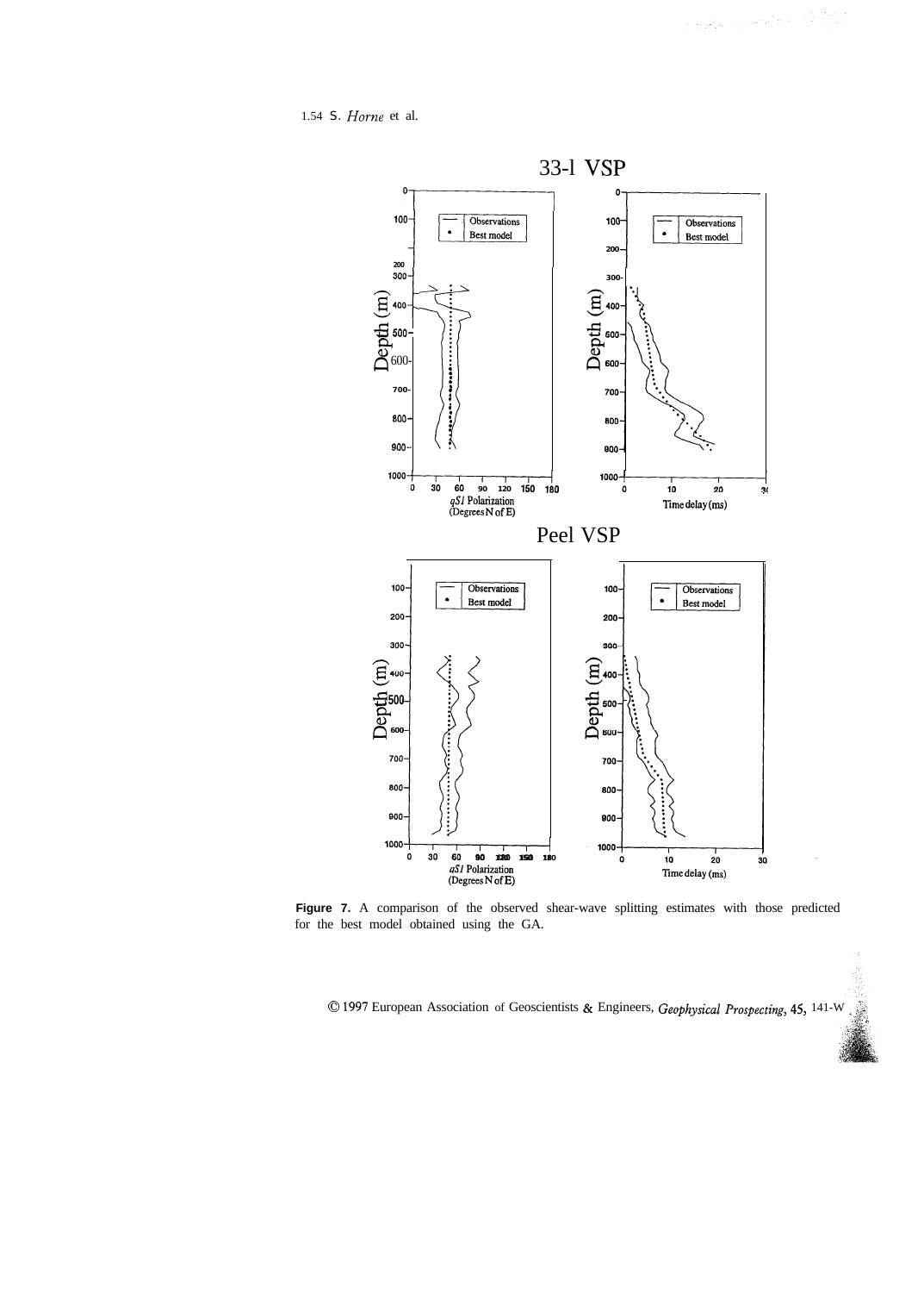33-l VSP

Peel VSP

**Figure 7.** A comparison of the observed shear-wave splitting estimates with those predicted for the best model obtained using the GA.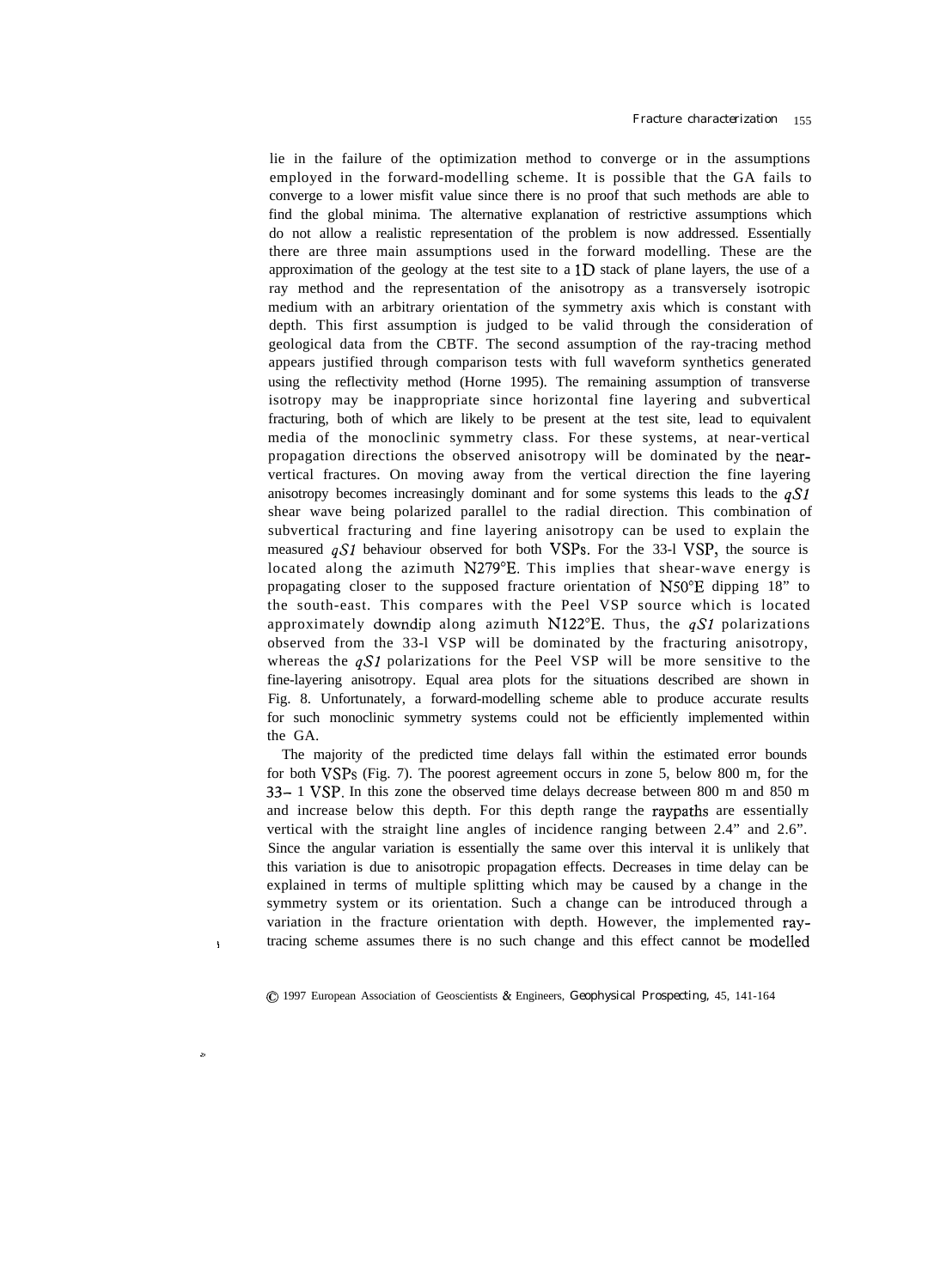lie in the failure of the optimization method to converge or in the assumptions employed in the forward-modelling scheme. It is possible that the GA fails to converge to a lower misfit value since there is no proof that such methods are able to find the global minima. The alternative explanation of restrictive assumptions which do not allow a realistic representation of the problem is now addressed. Essentially there are three main assumptions used in the forward modelling. These are the approximation of the geology at the test site to a 1D stack of plane layers, the use of a ray method and the representation of the anisotropy as a transversely isotropic medium with an arbitrary orientation of the symmetry axis which is constant with depth. This first assumption is judged to be valid through the consideration of geological data from the CBTF. The second assumption of the ray-tracing method appears justified through comparison tests with full waveform synthetics generated using the reflectivity method (Horne 1995). The remaining assumption of transverse isotropy may be inappropriate since horizontal fine layering and subvertical fracturing, both of which are likely to be present at the test site, lead to equivalent media of the monoclinic symmetry class. For these systems, at near-vertical propagation directions the observed anisotropy will be dominated by the near-vertical fractures. On moving away from the vertical direction the fine layering anisotropy becomes increasingly dominant and for some systems this leads to the *qS1* shear wave being polarized parallel to the radial direction. This combination of subvertical fracturing and fine layering anisotropy can be used to explain the measured *qS1* behaviour observed for both VSPs. For the 33-1 VSP, the source is located along the azimuth N279°E. This implies that shear-wave energy is propagating closer to the supposed fracture orientation of N50°E dipping 18° to the south-east. This compares with the Peel VSP source which is located approximately downdip along azimuth N122°E. Thus, the *qS1* polarizations observed from the 33-1 VSP will be dominated by the fracturing anisotropy, whereas the *qS1* polarizations for the Peel VSP will be more sensitive to the fine-layering anisotropy. Equal area plots for the situations described are shown in Fig. 8. Unfortunately, a forward-modelling scheme able to produce accurate results for such monoclinic symmetry systems could not be efficiently implemented within the GA.

The majority of the predicted time delays fall within the estimated error bounds for both VSPs (Fig. 7). The poorest agreement occurs in zone 5, below 800 m, for the 33-1 VSP. In this zone the observed time delays decrease between 800 m and 850 m and increase below this depth. For this depth range the raypaths are essentially vertical with the straight line angles of incidence ranging between 2.4° and 2.6°. Since the angular variation is essentially the same over this interval it is unlikely that this variation is due to anisotropic propagation effects. Decreases in time delay can be explained in terms of multiple splitting which may be caused by a change in the symmetry system or its orientation. Such a change can be introduced through a variation in the fracture orientation with depth. However, the implemented ray-tracing scheme assumes there is no such change and this effect cannot be modelled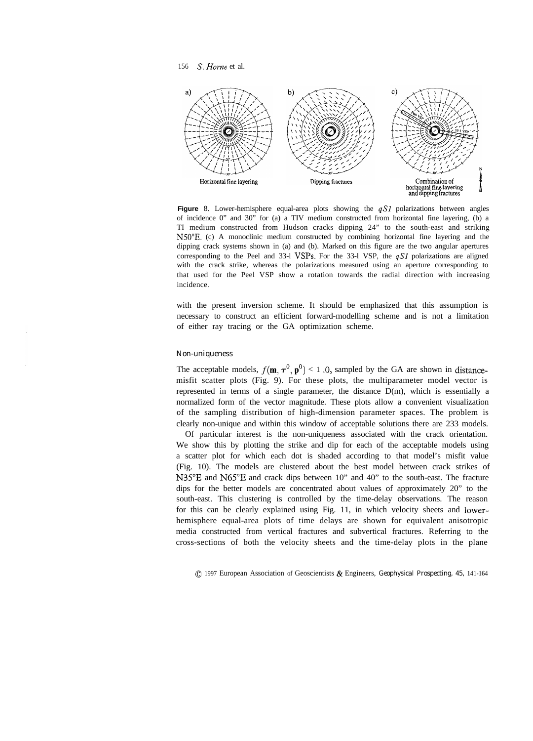Horizontal fine layering

Dipping fractures

Combination of horizontal fine layering and dipping fractures

**Figure** 8. Lower-hemisphere equal-area plots showing the $qS1$ polarizations between angles of incidence 0° and 30° for (a) a TIV medium constructed from horizontal fine layering, (b) a TI medium constructed from Hudson cracks dipping 24° to the south-east and striking N50°E. (c) A monoclinic medium constructed by combining horizontal fine layering and the dipping crack systems shown in (a) and (b). Marked on this figure are the two angular apertures corresponding to the Peel and 33-l VSPs. For the 33-l VSP, the $qS1$ polarizations are aligned with the crack strike, whereas the polarizations measured using an aperture corresponding to that used for the Peel VSP show a rotation towards the radial direction with increasing incidence.

with the present inversion scheme. It should be emphasized that this assumption is necessary to construct an efficient forward-modelling scheme and is not a limitation of either ray tracing or the GA optimization scheme.

### Non-uniqueness

The acceptable models, $f(\mathbf{m}, \boldsymbol{\tau}^0, \mathbf{p}^0) < 1.0$, sampled by the GA are shown in distance-misfit scatter plots (Fig. 9). For these plots, the multiparameter model vector is represented in terms of a single parameter, the distance D(m), which is essentially a normalized form of the vector magnitude. These plots allow a convenient visualization of the sampling distribution of high-dimension parameter spaces. The problem is clearly non-unique and within this window of acceptable solutions there are 233 models.

Of particular interest is the non-uniqueness associated with the crack orientation. We show this by plotting the strike and dip for each of the acceptable models using a scatter plot for which each dot is shaded according to that model's misfit value (Fig. 10). The models are clustered about the best model between crack strikes of N35°E and N65°E and crack dips between 10° and 40° to the south-east. The fracture dips for the better models are concentrated about values of approximately 20° to the south-east. This clustering is controlled by the time-delay observations. The reason for this can be clearly explained using Fig. 11, in which velocity sheets and lower-hemisphere equal-area plots of time delays are shown for equivalent anisotropic media constructed from vertical fractures and subvertical fractures. Referring to the cross-sections of both the velocity sheets and the time-delay plots in the plane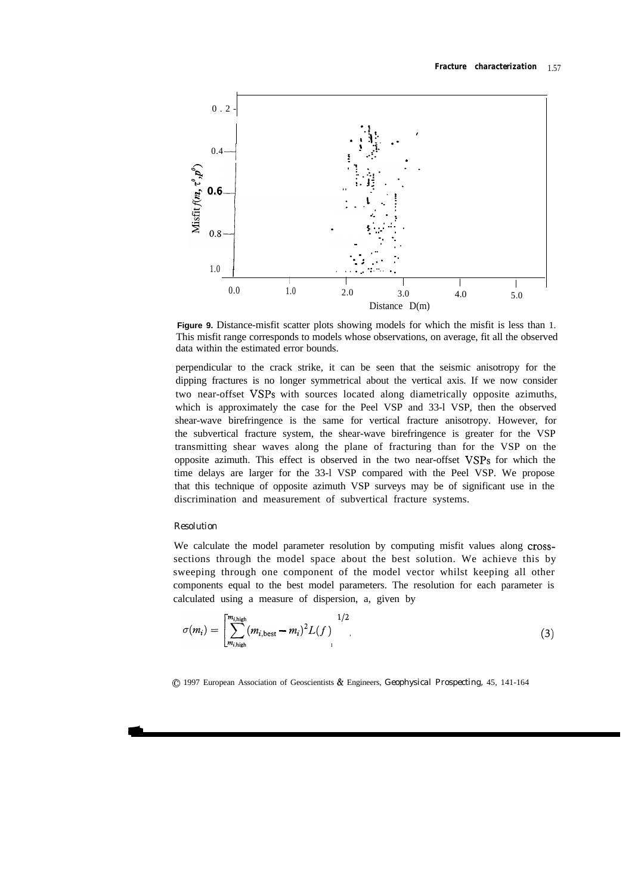**Figure 9.** Distance-misfit scatter plots showing models for which the misfit is less than 1. This misfit range corresponds to models whose observations, on average, fit all the observed data within the estimated error bounds.

perpendicular to the crack strike, it can be seen that the seismic anisotropy for the dipping fractures is no longer symmetrical about the vertical axis. If we now consider two near-offset VSPs with sources located along diametrically opposite azimuths, which is approximately the case for the Peel VSP and 33-l VSP, then the observed shear-wave birefringence is the same for vertical fracture anisotropy. However, for the subvertical fracture system, the shear-wave birefringence is greater for the VSP transmitting shear waves along the plane of fracturing than for the VSP on the opposite azimuth. This effect is observed in the two near-offset VSPs for which the time delays are larger for the 33-l VSP compared with the Peel VSP. We propose that this technique of opposite azimuth VSP surveys may be of significant use in the discrimination and measurement of subvertical fracture systems.

### *Resolution*

We calculate the model parameter resolution by computing misfit values along cross-sections through the model space about the best solution. We achieve this by sweeping through one component of the model vector whilst keeping all other components equal to the best model parameters. The resolution for each parameter is calculated using a measure of dispersion, a, given by

$$\sigma(m_i) = \left[\sum_{m_{i,\mathrm{high}}}^{m_{i,\mathrm{high}}} (m_{i,\mathrm{best}} - m_i)^2 L(f)\right]^{1/2}, \tag{3}$$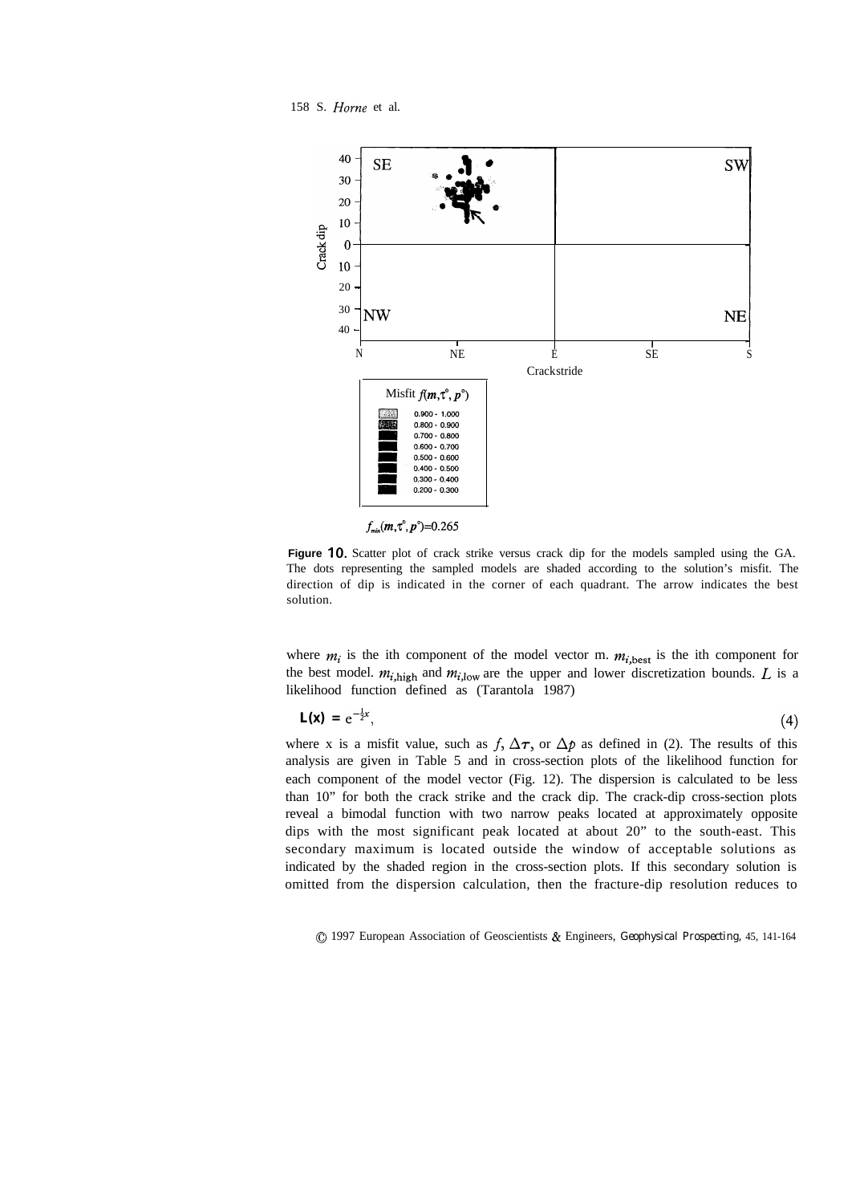Figure 10. Scatter plot of crack strike versus crack dip for the models sampled using the GA. The dots representing the sampled models are shaded according to the solution's misfit. The direction of dip is indicated in the corner of each quadrant. The arrow indicates the best solution.

where $m_i$ is the ith component of the model vector m. $m_{i,\mathrm{best}}$ is the ith component for the best model. $m_{i,\mathrm{high}}$ and $m_{i,\mathrm{low}}$ are the upper and lower discretization bounds. $L$ is a likelihood function defined as (Tarantola 1987)

$$\mathbf{L(x)} = e^{-\frac{1}{2}x}, \tag{4}$$

where x is a misfit value, such as $f$, $\Delta\tau$, or $\Delta p$ as defined in (2). The results of this analysis are given in Table 5 and in cross-section plots of the likelihood function for each component of the model vector (Fig. 12). The dispersion is calculated to be less than 10" for both the crack strike and the crack dip. The crack-dip cross-section plots reveal a bimodal function with two narrow peaks located at approximately opposite dips with the most significant peak located at about 20" to the south-east. This secondary maximum is located outside the window of acceptable solutions as indicated by the shaded region in the cross-section plots. If this secondary solution is omitted from the dispersion calculation, then the fracture-dip resolution reduces to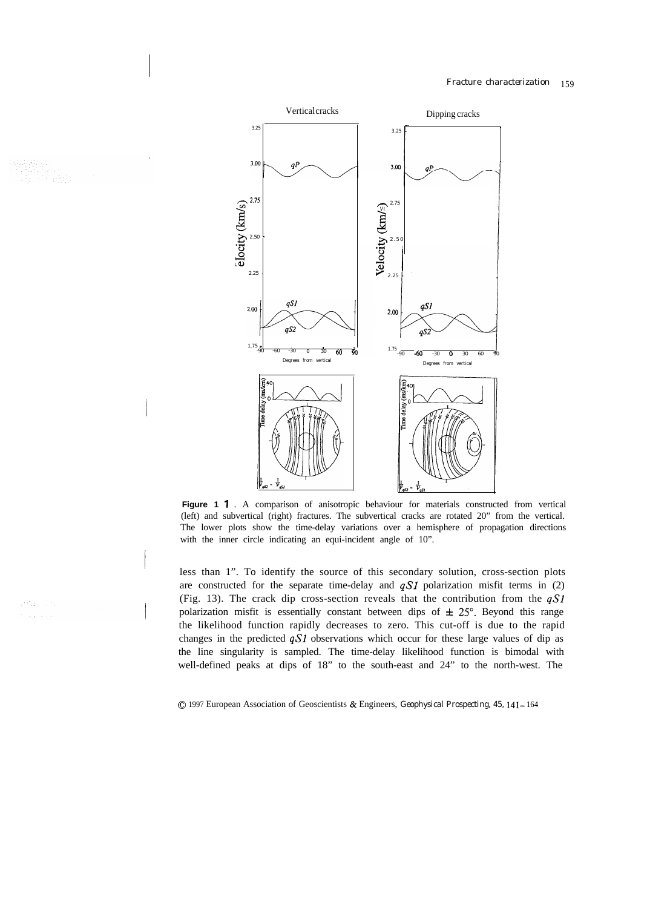Figure 11. A comparison of anisotropic behaviour for materials constructed from vertical (left) and subvertical (right) fractures. The subvertical cracks are rotated 20° from the vertical. The lower plots show the time-delay variations over a hemisphere of propagation directions with the inner circle indicating an equi-incident angle of 10°.

less than 1°. To identify the source of this secondary solution, cross-section plots are constructed for the separate time-delay and $qS1$ polarization misfit terms in (2) (Fig. 13). The crack dip cross-section reveals that the contribution from the $qS1$ polarization misfit is essentially constant between dips of $\pm 25°$. Beyond this range the likelihood function rapidly decreases to zero. This cut-off is due to the rapid changes in the predicted $qS1$ observations which occur for these large values of dip as the line singularity is sampled. The time-delay likelihood function is bimodal with well-defined peaks at dips of 18° to the south-east and 24° to the north-west. The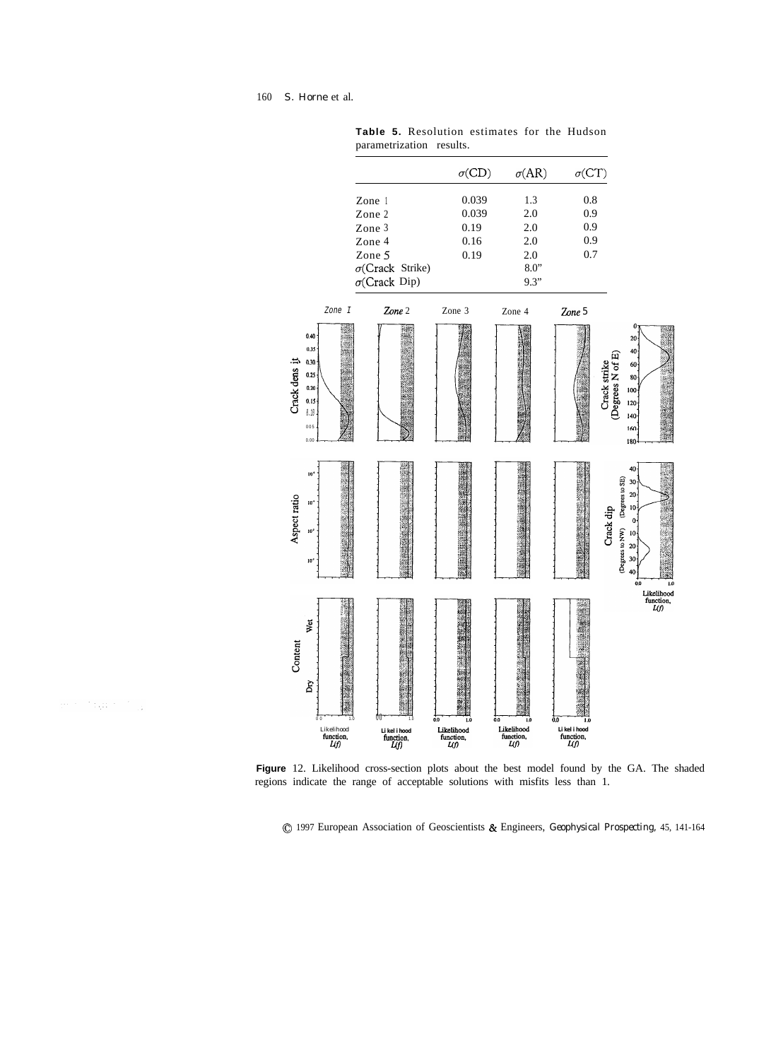**Table 5.** Resolution estimates for the Hudson parametrization results.

| | $\sigma$(CD) | $\sigma$(AR) | $\sigma$(CT) |
|---|---|---|---|
| Zone 1 | 0.039 | 1.3 | 0.8 |
| Zone 2 | 0.039 | 2.0 | 0.9 |
| Zone 3 | 0.19 | 2.0 | 0.9 |
| Zone 4 | 0.16 | 2.0 | 0.9 |
| Zone 5 | 0.19 | 2.0 | 0.7 |
| $\sigma$(Crack Strike) | | 8.0° | |
| $\sigma$(Crack Dip) | | 9.3° | |

**Figure** 12. Likelihood cross-section plots about the best model found by the GA. The shaded regions indicate the range of acceptable solutions with misfits less than 1.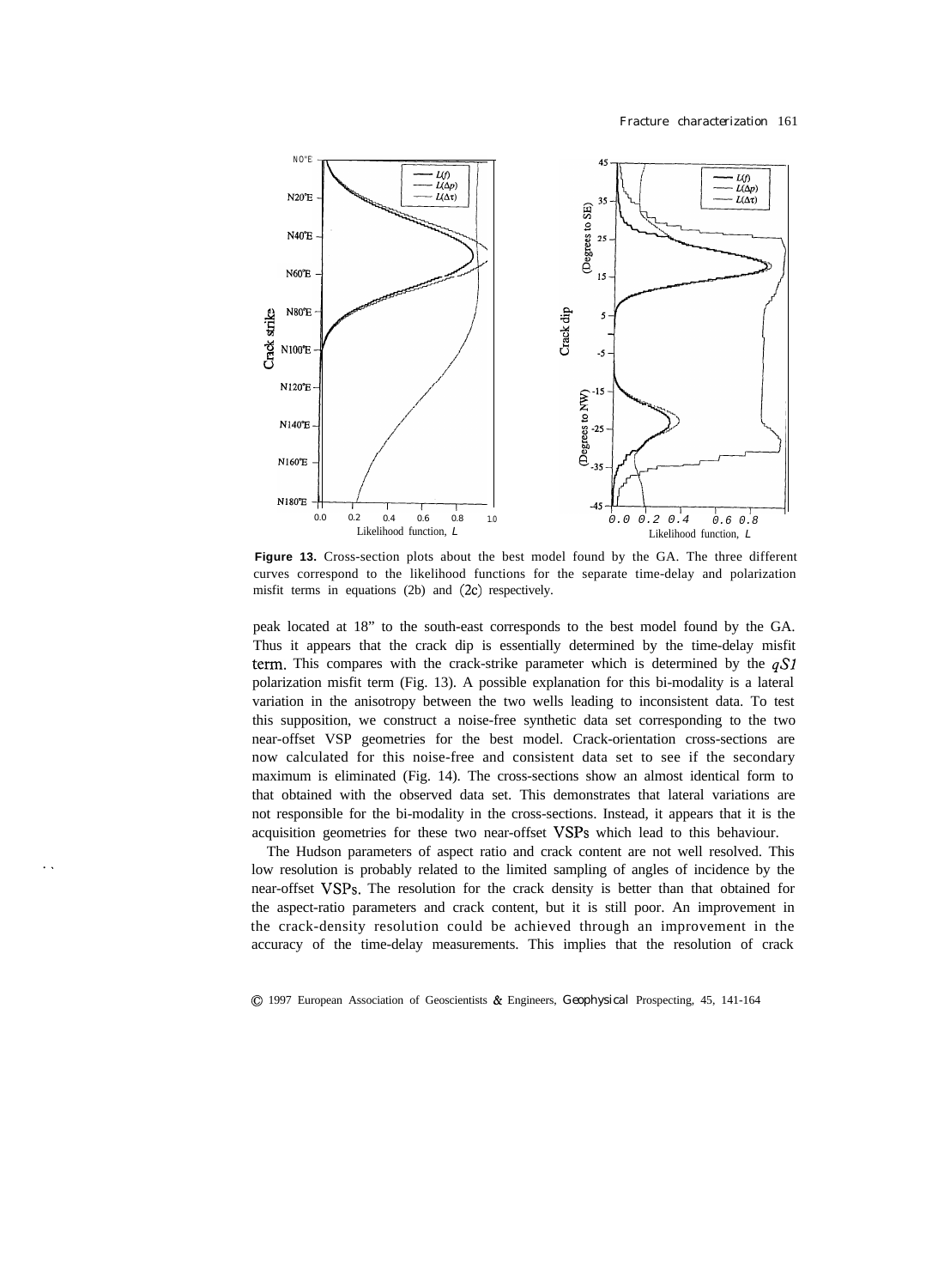**Figure 13.** Cross-section plots about the best model found by the GA. The three different curves correspond to the likelihood functions for the separate time-delay and polarization misfit terms in equations (2b) and (2c) respectively.

peak located at 18° to the south-east corresponds to the best model found by the GA. Thus it appears that the crack dip is essentially determined by the time-delay misfit term. This compares with the crack-strike parameter which is determined by the *qS1* polarization misfit term (Fig. 13). A possible explanation for this bi-modality is a lateral variation in the anisotropy between the two wells leading to inconsistent data. To test this supposition, we construct a noise-free synthetic data set corresponding to the two near-offset VSP geometries for the best model. Crack-orientation cross-sections are now calculated for this noise-free and consistent data set to see if the secondary maximum is eliminated (Fig. 14). The cross-sections show an almost identical form to that obtained with the observed data set. This demonstrates that lateral variations are not responsible for the bi-modality in the cross-sections. Instead, it appears that it is the acquisition geometries for these two near-offset VSPs which lead to this behaviour.

The Hudson parameters of aspect ratio and crack content are not well resolved. This low resolution is probably related to the limited sampling of angles of incidence by the near-offset VSPs. The resolution for the crack density is better than that obtained for the aspect-ratio parameters and crack content, but it is still poor. An improvement in the crack-density resolution could be achieved through an improvement in the accuracy of the time-delay measurements. This implies that the resolution of crack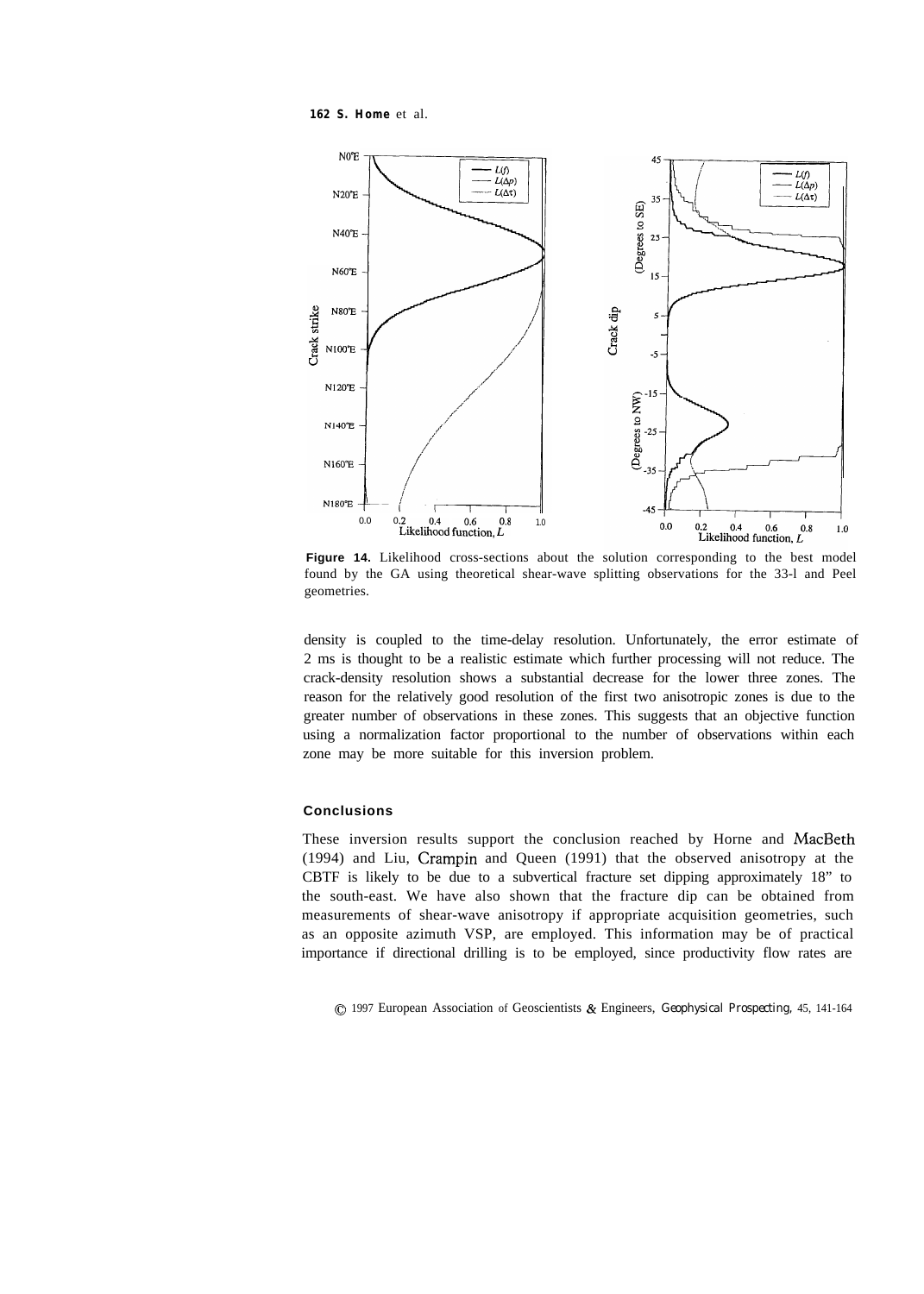**Figure 14.** Likelihood cross-sections about the solution corresponding to the best model found by the GA using theoretical shear-wave splitting observations for the 33-l and Peel geometries.

density is coupled to the time-delay resolution. Unfortunately, the error estimate of 2 ms is thought to be a realistic estimate which further processing will not reduce. The crack-density resolution shows a substantial decrease for the lower three zones. The reason for the relatively good resolution of the first two anisotropic zones is due to the greater number of observations in these zones. This suggests that an objective function using a normalization factor proportional to the number of observations within each zone may be more suitable for this inversion problem.

## Conclusions

These inversion results support the conclusion reached by Horne and MacBeth (1994) and Liu, Crampin and Queen (1991) that the observed anisotropy at the CBTF is likely to be due to a subvertical fracture set dipping approximately 18" to the south-east. We have also shown that the fracture dip can be obtained from measurements of shear-wave anisotropy if appropriate acquisition geometries, such as an opposite azimuth VSP, are employed. This information may be of practical importance if directional drilling is to be employed, since productivity flow rates are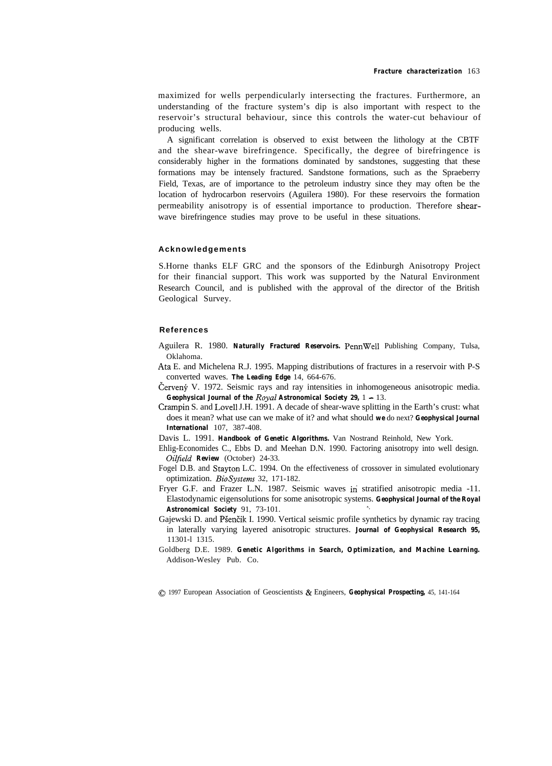maximized for wells perpendicularly intersecting the fractures. Furthermore, an understanding of the fracture system's dip is also important with respect to the reservoir's structural behaviour, since this controls the water-cut behaviour of producing wells.

A significant correlation is observed to exist between the lithology at the CBTF and the shear-wave birefringence. Specifically, the degree of birefringence is considerably higher in the formations dominated by sandstones, suggesting that these formations may be intensely fractured. Sandstone formations, such as the Spraeberry Field, Texas, are of importance to the petroleum industry since they may often be the location of hydrocarbon reservoirs (Aguilera 1980). For these reservoirs the formation permeability anisotropy is of essential importance to production. Therefore shear-wave birefringence studies may prove to be useful in these situations.

## Acknowledgements

S.Horne thanks ELF GRC and the sponsors of the Edinburgh Anisotropy Project for their financial support. This work was supported by the Natural Environment Research Council, and is published with the approval of the director of the British Geological Survey.

## References

Aguilera R. 1980. **Naturally Fractured Reservoirs.** PennWell Publishing Company, Tulsa, Oklahoma.

Ata E. and Michelena R.J. 1995. Mapping distributions of fractures in a reservoir with P-S converted waves. **The Leading Edge** 14, 664-676.

Červený V. 1972. Seismic rays and ray intensities in inhomogeneous anisotropic media. **Geophysical Journal of the Royal Astronomical Society 29,** 1 – 13.

Crampin S. and Lovell J.H. 1991. A decade of shear-wave splitting in the Earth's crust: what does it mean? what use can we make of it? and what should **we** do next? **Geophysical Journal International** 107, 387-408.

Davis L. 1991. **Handbook of Genetic Algorithms.** Van Nostrand Reinhold, New York.

Ehlig-Economides C., Ebbs D. and Meehan D.N. 1990. Factoring anisotropy into well design. *Oilfield* **Review** (October) 24-33.

Fogel D.B. and Stayton L.C. 1994. On the effectiveness of crossover in simulated evolutionary optimization. *BioSystems* 32, 171-182.

Fryer G.F. and Frazer L.N. 1987. Seismic waves in stratified anisotropic media -11. Elastodynamic eigensolutions for some anisotropic systems. **Geophysical Journal of the Royal Astronomical Society** 91, 73-101.

Gajewski D. and Pšenčik I. 1990. Vertical seismic profile synthetics by dynamic ray tracing in laterally varying layered anisotropic structures. **Journal of Geophysical Research 95,** 11301-l 1315.

Goldberg D.E. 1989. **Genetic Algorithms in Search, Optimization, and Machine Learning.** Addison-Wesley Pub. Co.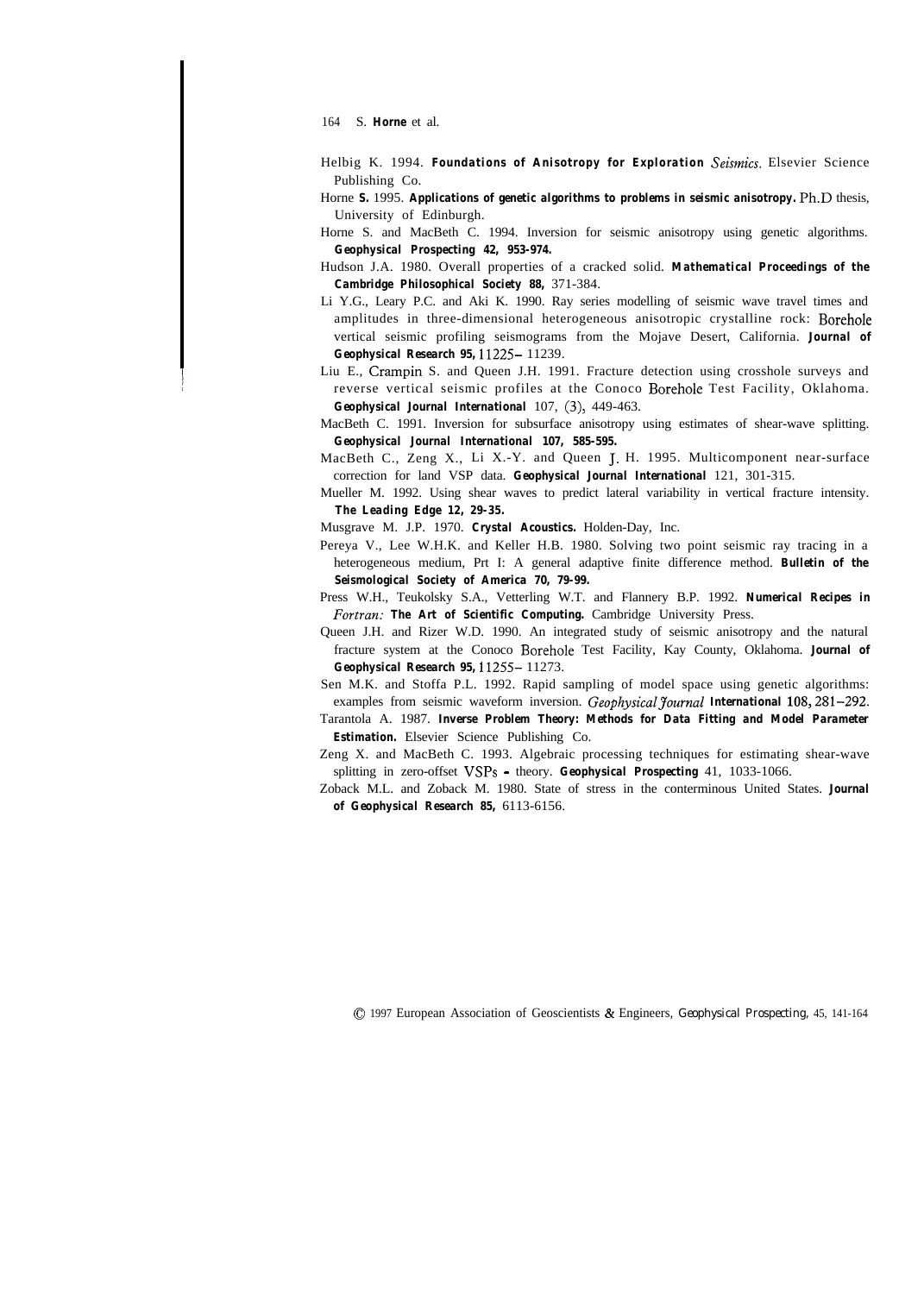Helbig K. 1994. **Foundations of Anisotropy for Exploration** *Seismics*. Elsevier Science Publishing Co.

Horne **S.** 1995. **Applications of genetic algorithms to problems in seismic anisotropy.** Ph.D thesis, University of Edinburgh.

Horne S. and MacBeth C. 1994. Inversion for seismic anisotropy using genetic algorithms. **Geophysical Prospecting 42, 953-974.**

Hudson J.A. 1980. Overall properties of a cracked solid. **Mathematical Proceedings of the Cambridge Philosophical Society 88,** 371-384.

Li Y.G., Leary P.C. and Aki K. 1990. Ray series modelling of seismic wave travel times and amplitudes in three-dimensional heterogeneous anisotropic crystalline rock: Borehole vertical seismic profiling seismograms from the Mojave Desert, California. **Journal of Geophysical Research 95,** 11225- 11239.

Liu E., Crampin S. and Queen J.H. 1991. Fracture detection using crosshole surveys and reverse vertical seismic profiles at the Conoco Borehole Test Facility, Oklahoma. **Geophysical Journal International** 107, (3), 449-463.

MacBeth C. 1991. Inversion for subsurface anisotropy using estimates of shear-wave splitting. **Geophysical Journal International 107, 585-595.**

MacBeth C., Zeng X., Li X.-Y. and Queen J. H. 1995. Multicomponent near-surface correction for land VSP data. **Geophysical Journal International** 121, 301-315.

Mueller M. 1992. Using shear waves to predict lateral variability in vertical fracture intensity. **The Leading Edge 12, 29-35.**

Musgrave M. J.P. 1970. **Crystal Acoustics.** Holden-Day, Inc.

Pereya V., Lee W.H.K. and Keller H.B. 1980. Solving two point seismic ray tracing in a heterogeneous medium, Prt I: A general adaptive finite difference method. **Bulletin of the Seismological Society of America 70, 79-99.**

Press W.H., Teukolsky S.A., Vetterling W.T. and Flannery B.P. 1992. **Numerical Recipes in** *Fortran:* **The Art of Scientific Computing.** Cambridge University Press.

Queen J.H. and Rizer W.D. 1990. An integrated study of seismic anisotropy and the natural fracture system at the Conoco Borehole Test Facility, Kay County, Oklahoma. **Journal of Geophysical Research 95,** 11255- 11273.

Sen M.K. and Stoffa P.L. 1992. Rapid sampling of model space using genetic algorithms: examples from seismic waveform inversion. *Geophysical Journal* **International** 108, 281-292.

Tarantola A. 1987. **Inverse Problem Theory: Methods for Data Fitting and Model Parameter Estimation.** Elsevier Science Publishing Co.

Zeng X. and MacBeth C. 1993. Algebraic processing techniques for estimating shear-wave splitting in zero-offset VSPs - theory. **Geophysical Prospecting** 41, 1033-1066.

Zoback M.L. and Zoback M. 1980. State of stress in the conterminous United States. **Journal of Geophysical Research 85,** 6113-6156.